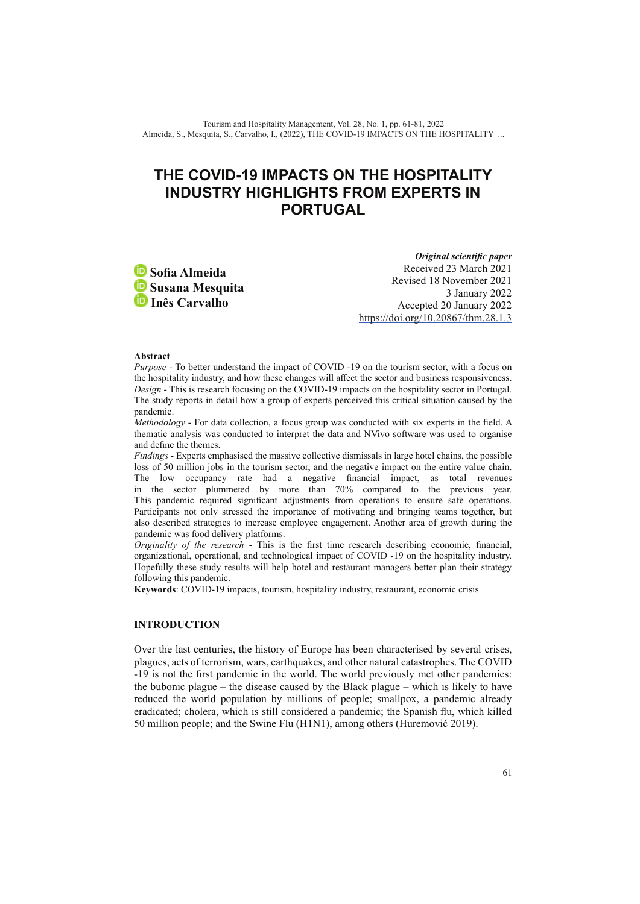# THE COVID-19 IMPACTS ON THE HOSPITALITY INDUSTRY HIGHLIGHTS FROM EXPERTS IN PORTUGAL

**Sofia Almeida**
**Susana Mesquita**
**Inês Carvalho**

***Original scientific paper***
Received 23 March 2021
Revised 18 November 2021
3 January 2022
Accepted 20 January 2022
https://doi.org/10.20867/thm.28.1.3

**Abstract**

*Purpose* - To better understand the impact of COVID -19 on the tourism sector, with a focus on the hospitality industry, and how these changes will affect the sector and business responsiveness.

*Design* - This is research focusing on the COVID-19 impacts on the hospitality sector in Portugal. The study reports in detail how a group of experts perceived this critical situation caused by the pandemic.

*Methodology* - For data collection, a focus group was conducted with six experts in the field. A thematic analysis was conducted to interpret the data and NVivo software was used to organise and define the themes.

*Findings* - Experts emphasised the massive collective dismissals in large hotel chains, the possible loss of 50 million jobs in the tourism sector, and the negative impact on the entire value chain. The low occupancy rate had a negative financial impact, as total revenues in the sector plummeted by more than 70% compared to the previous year. This pandemic required significant adjustments from operations to ensure safe operations. Participants not only stressed the importance of motivating and bringing teams together, but also described strategies to increase employee engagement. Another area of growth during the pandemic was food delivery platforms.

*Originality of the research* - This is the first time research describing economic, financial, organizational, operational, and technological impact of COVID -19 on the hospitality industry. Hopefully these study results will help hotel and restaurant managers better plan their strategy following this pandemic.

**Keywords**: COVID-19 impacts, tourism, hospitality industry, restaurant, economic crisis

## INTRODUCTION

Over the last centuries, the history of Europe has been characterised by several crises, plagues, acts of terrorism, wars, earthquakes, and other natural catastrophes. The COVID -19 is not the first pandemic in the world. The world previously met other pandemics: the bubonic plague – the disease caused by the Black plague – which is likely to have reduced the world population by millions of people; smallpox, a pandemic already eradicated; cholera, which is still considered a pandemic; the Spanish flu, which killed 50 million people; and the Swine Flu (H1N1), among others (Huremović 2019).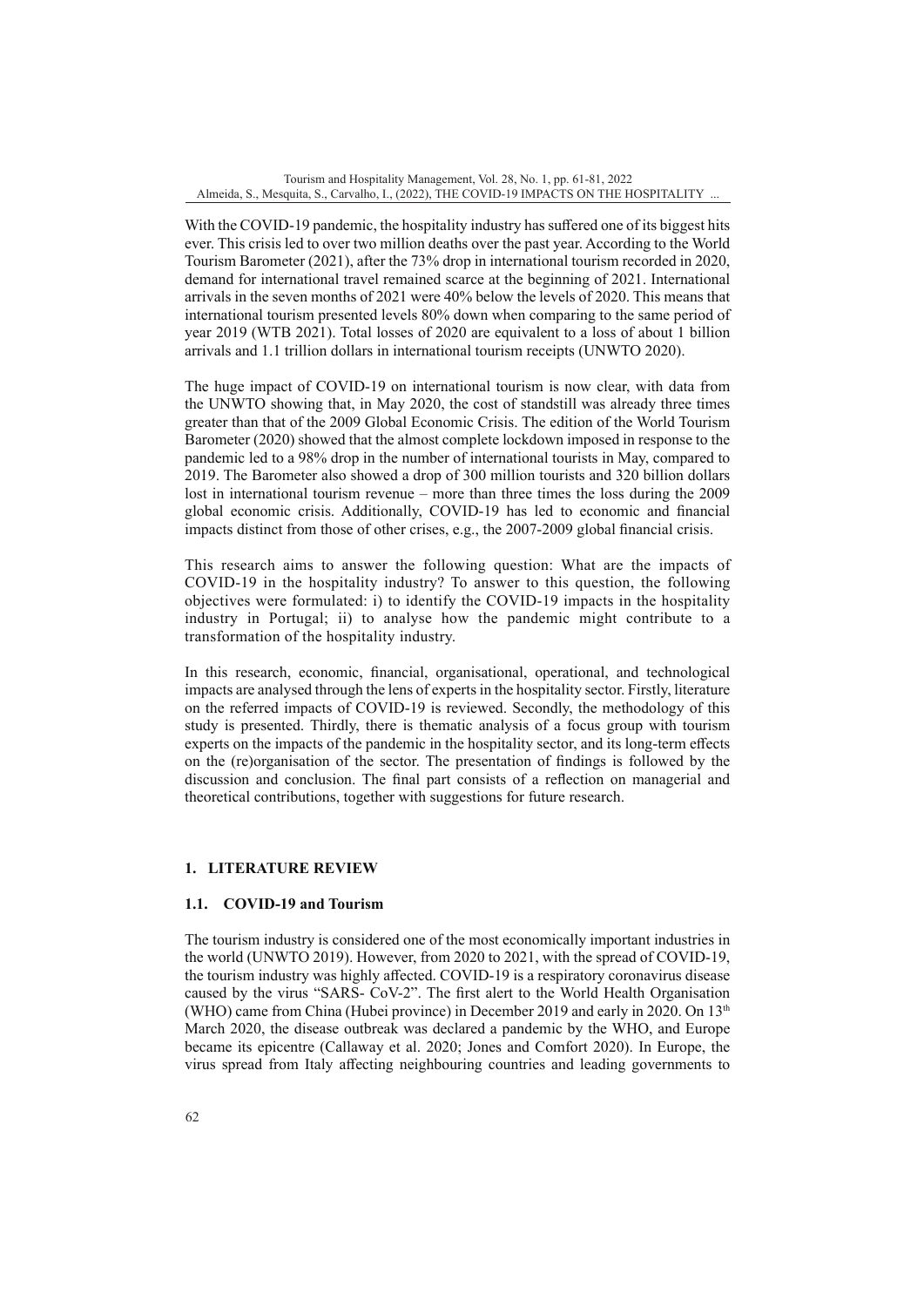With the COVID-19 pandemic, the hospitality industry has suffered one of its biggest hits ever. This crisis led to over two million deaths over the past year. According to the World Tourism Barometer (2021), after the 73% drop in international tourism recorded in 2020, demand for international travel remained scarce at the beginning of 2021. International arrivals in the seven months of 2021 were 40% below the levels of 2020. This means that international tourism presented levels 80% down when comparing to the same period of year 2019 (WTB 2021). Total losses of 2020 are equivalent to a loss of about 1 billion arrivals and 1.1 trillion dollars in international tourism receipts (UNWTO 2020).

The huge impact of COVID-19 on international tourism is now clear, with data from the UNWTO showing that, in May 2020, the cost of standstill was already three times greater than that of the 2009 Global Economic Crisis. The edition of the World Tourism Barometer (2020) showed that the almost complete lockdown imposed in response to the pandemic led to a 98% drop in the number of international tourists in May, compared to 2019. The Barometer also showed a drop of 300 million tourists and 320 billion dollars lost in international tourism revenue – more than three times the loss during the 2009 global economic crisis. Additionally, COVID-19 has led to economic and financial impacts distinct from those of other crises, e.g., the 2007-2009 global financial crisis.

This research aims to answer the following question: What are the impacts of COVID-19 in the hospitality industry? To answer to this question, the following objectives were formulated: i) to identify the COVID-19 impacts in the hospitality industry in Portugal; ii) to analyse how the pandemic might contribute to a transformation of the hospitality industry.

In this research, economic, financial, organisational, operational, and technological impacts are analysed through the lens of experts in the hospitality sector. Firstly, literature on the referred impacts of COVID-19 is reviewed. Secondly, the methodology of this study is presented. Thirdly, there is thematic analysis of a focus group with tourism experts on the impacts of the pandemic in the hospitality sector, and its long-term effects on the (re)organisation of the sector. The presentation of findings is followed by the discussion and conclusion. The final part consists of a reflection on managerial and theoretical contributions, together with suggestions for future research.

## 1. LITERATURE REVIEW

### 1.1. COVID-19 and Tourism

The tourism industry is considered one of the most economically important industries in the world (UNWTO 2019). However, from 2020 to 2021, with the spread of COVID-19, the tourism industry was highly affected. COVID-19 is a respiratory coronavirus disease caused by the virus "SARS- CoV-2". The first alert to the World Health Organisation (WHO) came from China (Hubei province) in December 2019 and early in 2020. On 13th March 2020, the disease outbreak was declared a pandemic by the WHO, and Europe became its epicentre (Callaway et al. 2020; Jones and Comfort 2020). In Europe, the virus spread from Italy affecting neighbouring countries and leading governments to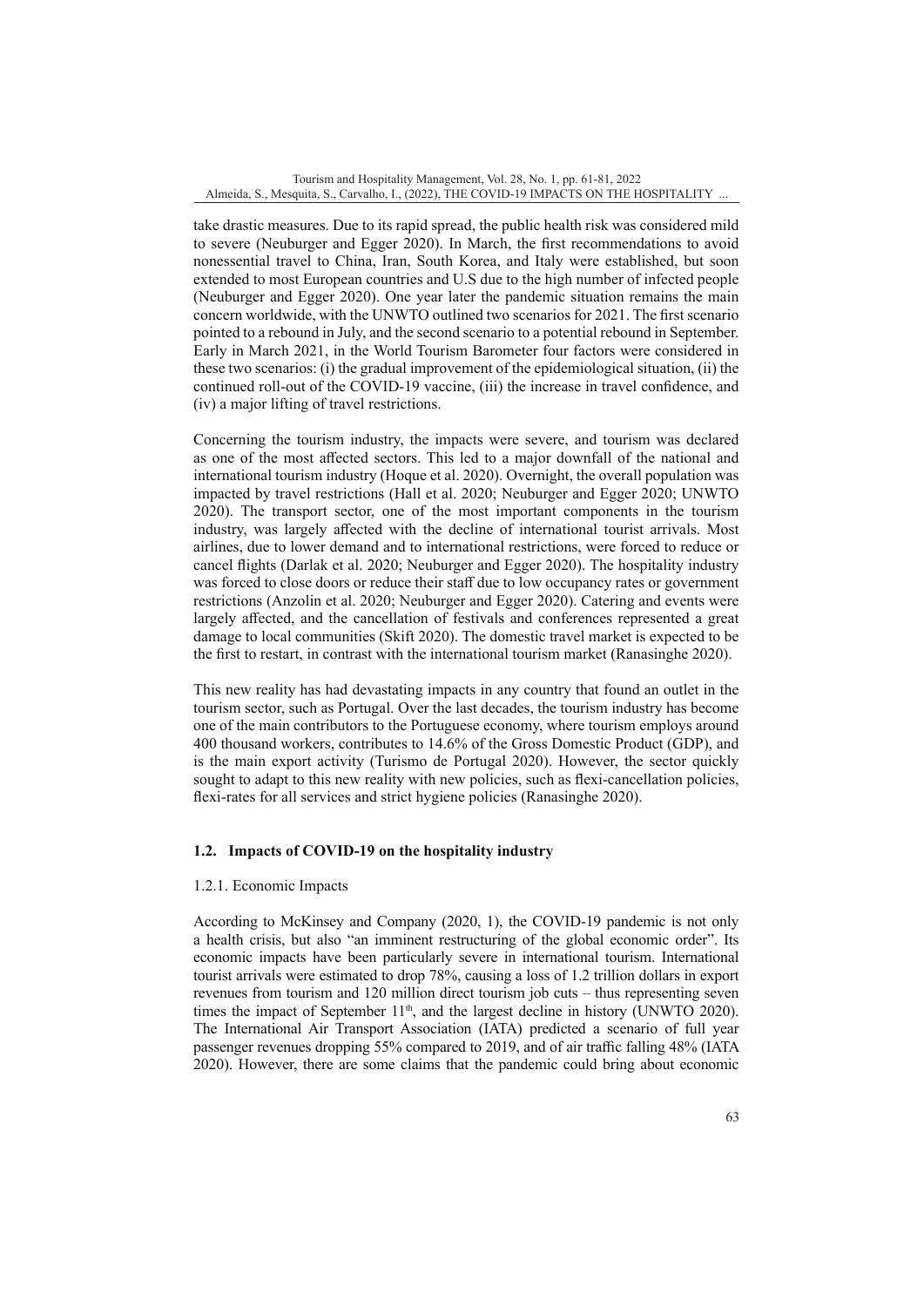take drastic measures. Due to its rapid spread, the public health risk was considered mild to severe (Neuburger and Egger 2020). In March, the first recommendations to avoid nonessential travel to China, Iran, South Korea, and Italy were established, but soon extended to most European countries and U.S due to the high number of infected people (Neuburger and Egger 2020). One year later the pandemic situation remains the main concern worldwide, with the UNWTO outlined two scenarios for 2021. The first scenario pointed to a rebound in July, and the second scenario to a potential rebound in September. Early in March 2021, in the World Tourism Barometer four factors were considered in these two scenarios: (i) the gradual improvement of the epidemiological situation, (ii) the continued roll-out of the COVID-19 vaccine, (iii) the increase in travel confidence, and (iv) a major lifting of travel restrictions.

Concerning the tourism industry, the impacts were severe, and tourism was declared as one of the most affected sectors. This led to a major downfall of the national and international tourism industry (Hoque et al. 2020). Overnight, the overall population was impacted by travel restrictions (Hall et al. 2020; Neuburger and Egger 2020; UNWTO 2020). The transport sector, one of the most important components in the tourism industry, was largely affected with the decline of international tourist arrivals. Most airlines, due to lower demand and to international restrictions, were forced to reduce or cancel flights (Darlak et al. 2020; Neuburger and Egger 2020). The hospitality industry was forced to close doors or reduce their staff due to low occupancy rates or government restrictions (Anzolin et al. 2020; Neuburger and Egger 2020). Catering and events were largely affected, and the cancellation of festivals and conferences represented a great damage to local communities (Skift 2020). The domestic travel market is expected to be the first to restart, in contrast with the international tourism market (Ranasinghe 2020).

This new reality has had devastating impacts in any country that found an outlet in the tourism sector, such as Portugal. Over the last decades, the tourism industry has become one of the main contributors to the Portuguese economy, where tourism employs around 400 thousand workers, contributes to 14.6% of the Gross Domestic Product (GDP), and is the main export activity (Turismo de Portugal 2020). However, the sector quickly sought to adapt to this new reality with new policies, such as flexi-cancellation policies, flexi-rates for all services and strict hygiene policies (Ranasinghe 2020).

### 1.2. Impacts of COVID-19 on the hospitality industry

#### 1.2.1. Economic Impacts

According to McKinsey and Company (2020, 1), the COVID-19 pandemic is not only a health crisis, but also "an imminent restructuring of the global economic order". Its economic impacts have been particularly severe in international tourism. International tourist arrivals were estimated to drop 78%, causing a loss of 1.2 trillion dollars in export revenues from tourism and 120 million direct tourism job cuts – thus representing seven times the impact of September 11th, and the largest decline in history (UNWTO 2020). The International Air Transport Association (IATA) predicted a scenario of full year passenger revenues dropping 55% compared to 2019, and of air traffic falling 48% (IATA 2020). However, there are some claims that the pandemic could bring about economic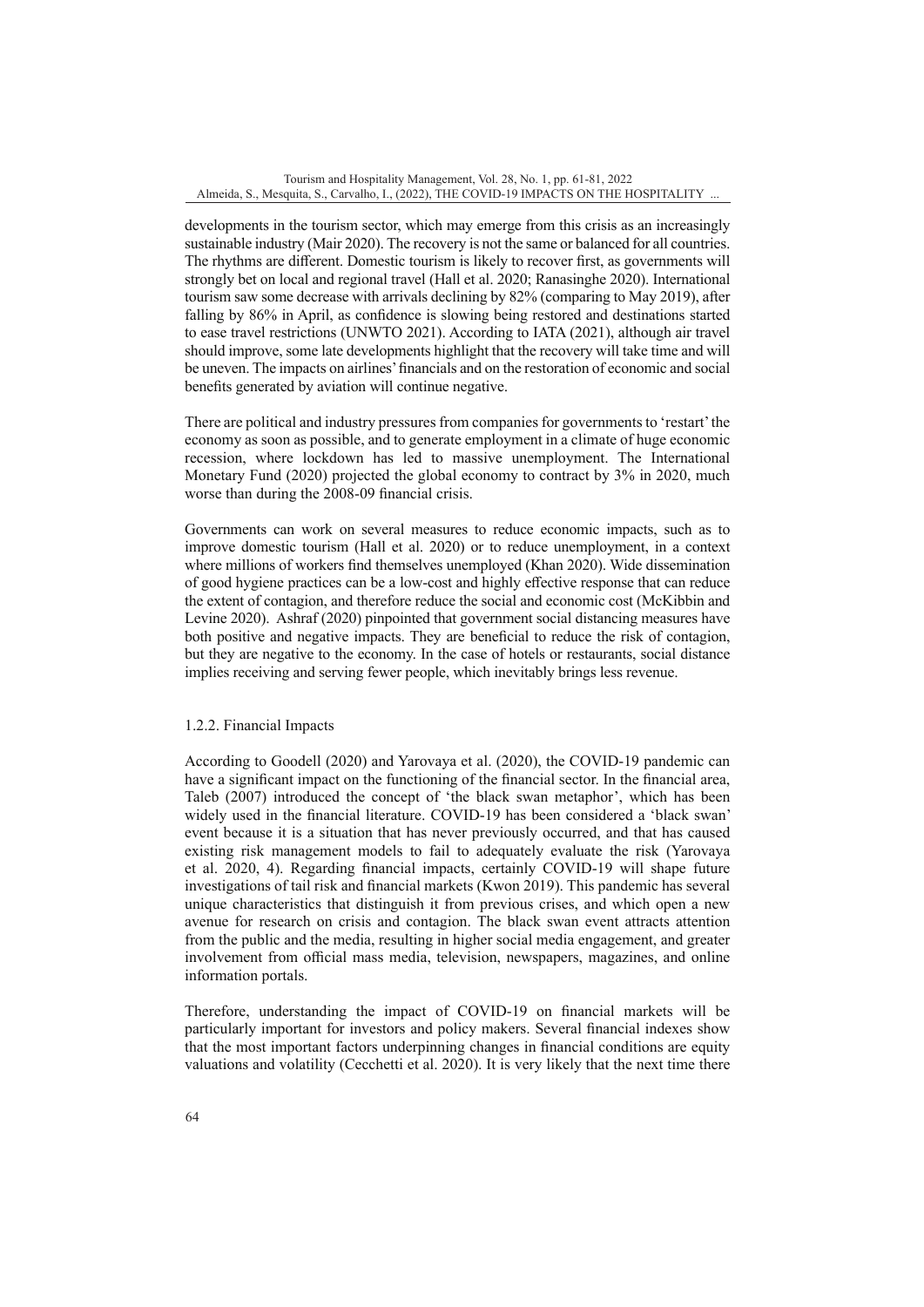developments in the tourism sector, which may emerge from this crisis as an increasingly sustainable industry (Mair 2020). The recovery is not the same or balanced for all countries. The rhythms are different. Domestic tourism is likely to recover first, as governments will strongly bet on local and regional travel (Hall et al. 2020; Ranasinghe 2020). International tourism saw some decrease with arrivals declining by 82% (comparing to May 2019), after falling by 86% in April, as confidence is slowing being restored and destinations started to ease travel restrictions (UNWTO 2021). According to IATA (2021), although air travel should improve, some late developments highlight that the recovery will take time and will be uneven. The impacts on airlines' financials and on the restoration of economic and social benefits generated by aviation will continue negative.

There are political and industry pressures from companies for governments to 'restart' the economy as soon as possible, and to generate employment in a climate of huge economic recession, where lockdown has led to massive unemployment. The International Monetary Fund (2020) projected the global economy to contract by 3% in 2020, much worse than during the 2008-09 financial crisis.

Governments can work on several measures to reduce economic impacts, such as to improve domestic tourism (Hall et al. 2020) or to reduce unemployment, in a context where millions of workers find themselves unemployed (Khan 2020). Wide dissemination of good hygiene practices can be a low-cost and highly effective response that can reduce the extent of contagion, and therefore reduce the social and economic cost (McKibbin and Levine 2020). Ashraf (2020) pinpointed that government social distancing measures have both positive and negative impacts. They are beneficial to reduce the risk of contagion, but they are negative to the economy. In the case of hotels or restaurants, social distance implies receiving and serving fewer people, which inevitably brings less revenue.

### 1.2.2. Financial Impacts

According to Goodell (2020) and Yarovaya et al. (2020), the COVID-19 pandemic can have a significant impact on the functioning of the financial sector. In the financial area, Taleb (2007) introduced the concept of 'the black swan metaphor', which has been widely used in the financial literature. COVID-19 has been considered a 'black swan' event because it is a situation that has never previously occurred, and that has caused existing risk management models to fail to adequately evaluate the risk (Yarovaya et al. 2020, 4). Regarding financial impacts, certainly COVID-19 will shape future investigations of tail risk and financial markets (Kwon 2019). This pandemic has several unique characteristics that distinguish it from previous crises, and which open a new avenue for research on crisis and contagion. The black swan event attracts attention from the public and the media, resulting in higher social media engagement, and greater involvement from official mass media, television, newspapers, magazines, and online information portals.

Therefore, understanding the impact of COVID-19 on financial markets will be particularly important for investors and policy makers. Several financial indexes show that the most important factors underpinning changes in financial conditions are equity valuations and volatility (Cecchetti et al. 2020). It is very likely that the next time there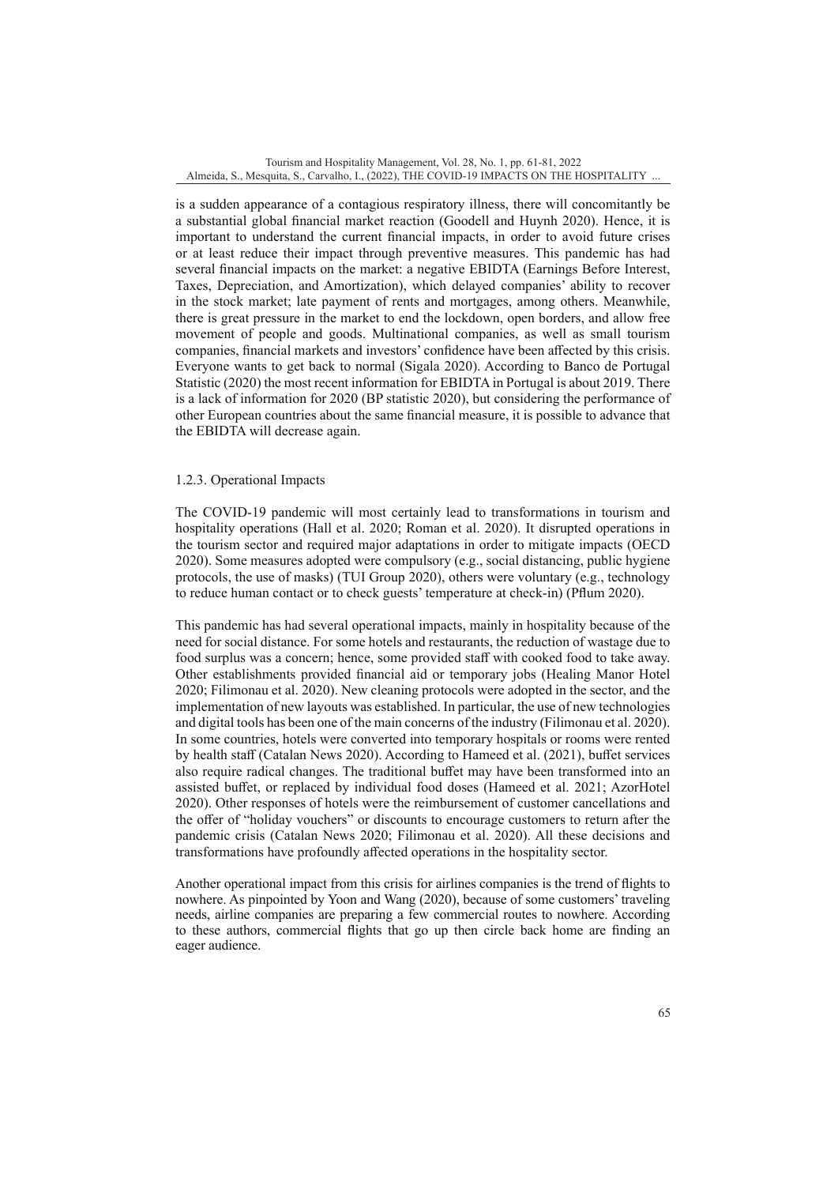is a sudden appearance of a contagious respiratory illness, there will concomitantly be a substantial global financial market reaction (Goodell and Huynh 2020). Hence, it is important to understand the current financial impacts, in order to avoid future crises or at least reduce their impact through preventive measures. This pandemic has had several financial impacts on the market: a negative EBIDTA (Earnings Before Interest, Taxes, Depreciation, and Amortization), which delayed companies' ability to recover in the stock market; late payment of rents and mortgages, among others. Meanwhile, there is great pressure in the market to end the lockdown, open borders, and allow free movement of people and goods. Multinational companies, as well as small tourism companies, financial markets and investors' confidence have been affected by this crisis. Everyone wants to get back to normal (Sigala 2020). According to Banco de Portugal Statistic (2020) the most recent information for EBIDTA in Portugal is about 2019. There is a lack of information for 2020 (BP statistic 2020), but considering the performance of other European countries about the same financial measure, it is possible to advance that the EBIDTA will decrease again.

### 1.2.3. Operational Impacts

The COVID-19 pandemic will most certainly lead to transformations in tourism and hospitality operations (Hall et al. 2020; Roman et al. 2020). It disrupted operations in the tourism sector and required major adaptations in order to mitigate impacts (OECD 2020). Some measures adopted were compulsory (e.g., social distancing, public hygiene protocols, the use of masks) (TUI Group 2020), others were voluntary (e.g., technology to reduce human contact or to check guests' temperature at check-in) (Pflum 2020).

This pandemic has had several operational impacts, mainly in hospitality because of the need for social distance. For some hotels and restaurants, the reduction of wastage due to food surplus was a concern; hence, some provided staff with cooked food to take away. Other establishments provided financial aid or temporary jobs (Healing Manor Hotel 2020; Filimonau et al. 2020). New cleaning protocols were adopted in the sector, and the implementation of new layouts was established. In particular, the use of new technologies and digital tools has been one of the main concerns of the industry (Filimonau et al. 2020). In some countries, hotels were converted into temporary hospitals or rooms were rented by health staff (Catalan News 2020). According to Hameed et al. (2021), buffet services also require radical changes. The traditional buffet may have been transformed into an assisted buffet, or replaced by individual food doses (Hameed et al. 2021; AzorHotel 2020). Other responses of hotels were the reimbursement of customer cancellations and the offer of "holiday vouchers" or discounts to encourage customers to return after the pandemic crisis (Catalan News 2020; Filimonau et al. 2020). All these decisions and transformations have profoundly affected operations in the hospitality sector.

Another operational impact from this crisis for airlines companies is the trend of flights to nowhere. As pinpointed by Yoon and Wang (2020), because of some customers' traveling needs, airline companies are preparing a few commercial routes to nowhere. According to these authors, commercial flights that go up then circle back home are finding an eager audience.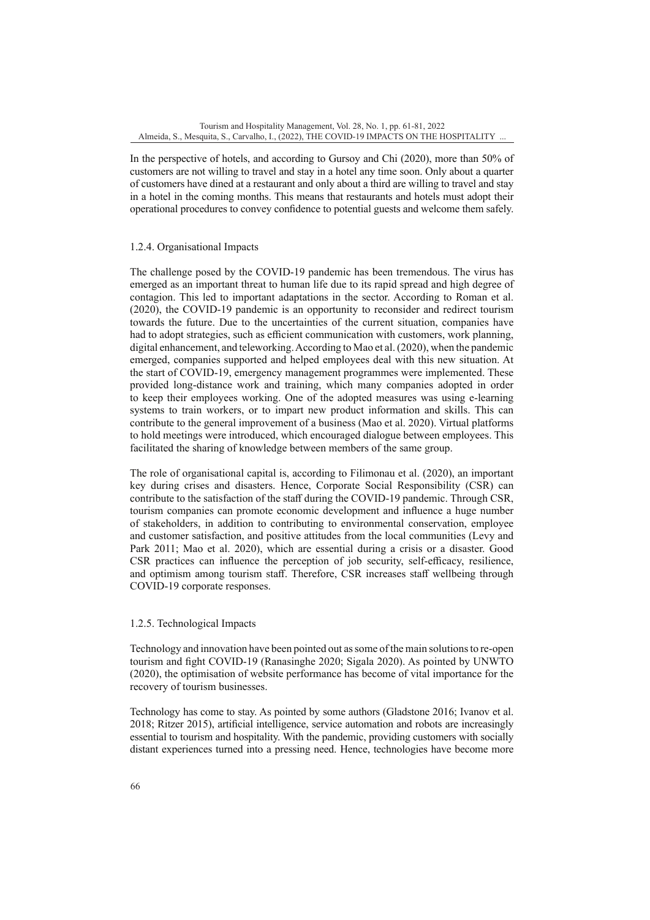In the perspective of hotels, and according to Gursoy and Chi (2020), more than 50% of customers are not willing to travel and stay in a hotel any time soon. Only about a quarter of customers have dined at a restaurant and only about a third are willing to travel and stay in a hotel in the coming months. This means that restaurants and hotels must adopt their operational procedures to convey confidence to potential guests and welcome them safely.

### 1.2.4. Organisational Impacts

The challenge posed by the COVID-19 pandemic has been tremendous. The virus has emerged as an important threat to human life due to its rapid spread and high degree of contagion. This led to important adaptations in the sector. According to Roman et al. (2020), the COVID-19 pandemic is an opportunity to reconsider and redirect tourism towards the future. Due to the uncertainties of the current situation, companies have had to adopt strategies, such as efficient communication with customers, work planning, digital enhancement, and teleworking. According to Mao et al. (2020), when the pandemic emerged, companies supported and helped employees deal with this new situation. At the start of COVID-19, emergency management programmes were implemented. These provided long-distance work and training, which many companies adopted in order to keep their employees working. One of the adopted measures was using e-learning systems to train workers, or to impart new product information and skills. This can contribute to the general improvement of a business (Mao et al. 2020). Virtual platforms to hold meetings were introduced, which encouraged dialogue between employees. This facilitated the sharing of knowledge between members of the same group.

The role of organisational capital is, according to Filimonau et al. (2020), an important key during crises and disasters. Hence, Corporate Social Responsibility (CSR) can contribute to the satisfaction of the staff during the COVID-19 pandemic. Through CSR, tourism companies can promote economic development and influence a huge number of stakeholders, in addition to contributing to environmental conservation, employee and customer satisfaction, and positive attitudes from the local communities (Levy and Park 2011; Mao et al. 2020), which are essential during a crisis or a disaster. Good CSR practices can influence the perception of job security, self-efficacy, resilience, and optimism among tourism staff. Therefore, CSR increases staff wellbeing through COVID-19 corporate responses.

### 1.2.5. Technological Impacts

Technology and innovation have been pointed out as some of the main solutions to re-open tourism and fight COVID-19 (Ranasinghe 2020; Sigala 2020). As pointed by UNWTO (2020), the optimisation of website performance has become of vital importance for the recovery of tourism businesses.

Technology has come to stay. As pointed by some authors (Gladstone 2016; Ivanov et al. 2018; Ritzer 2015), artificial intelligence, service automation and robots are increasingly essential to tourism and hospitality. With the pandemic, providing customers with socially distant experiences turned into a pressing need. Hence, technologies have become more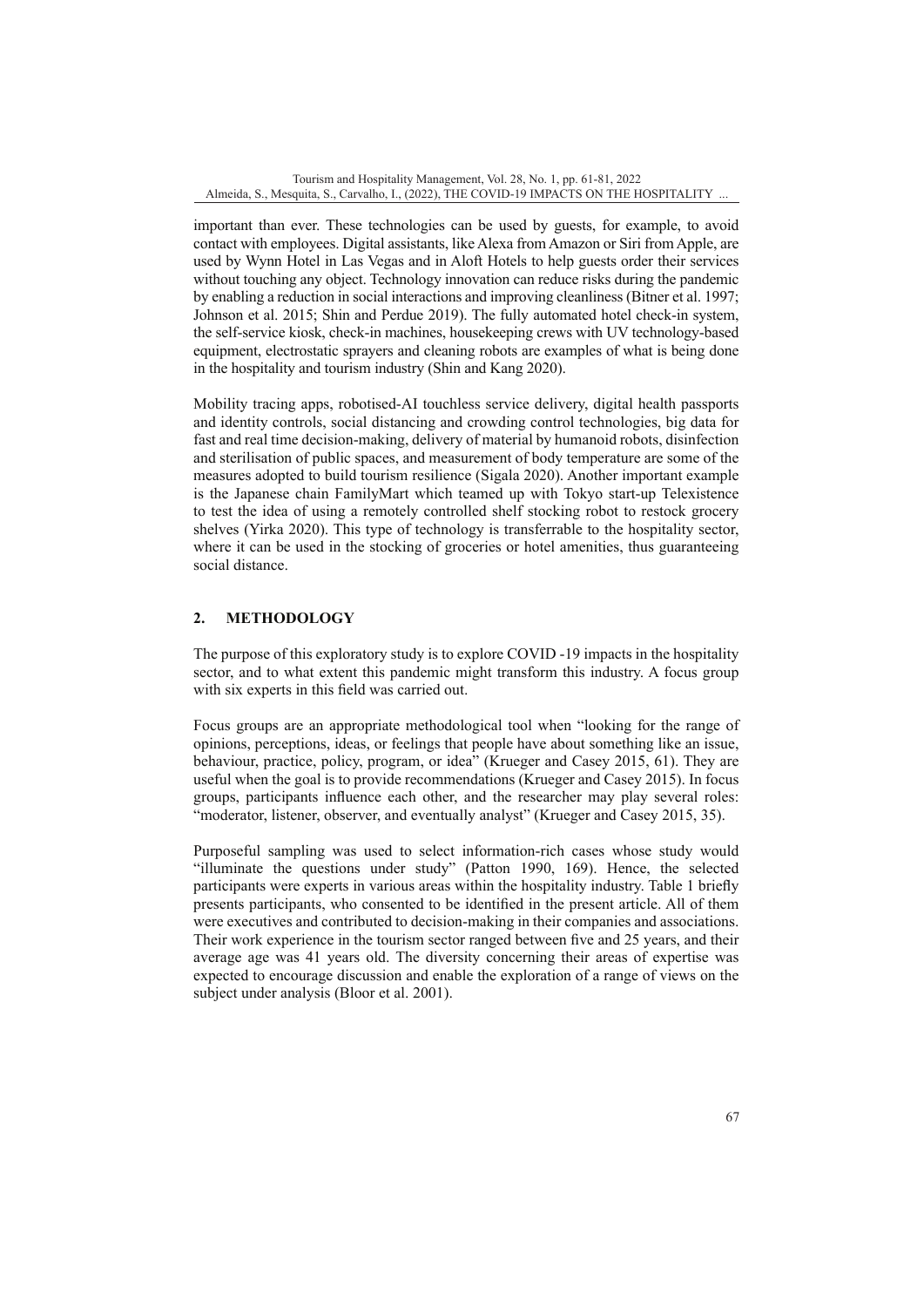important than ever. These technologies can be used by guests, for example, to avoid contact with employees. Digital assistants, like Alexa from Amazon or Siri from Apple, are used by Wynn Hotel in Las Vegas and in Aloft Hotels to help guests order their services without touching any object. Technology innovation can reduce risks during the pandemic by enabling a reduction in social interactions and improving cleanliness (Bitner et al. 1997; Johnson et al. 2015; Shin and Perdue 2019). The fully automated hotel check-in system, the self-service kiosk, check-in machines, housekeeping crews with UV technology-based equipment, electrostatic sprayers and cleaning robots are examples of what is being done in the hospitality and tourism industry (Shin and Kang 2020).

Mobility tracing apps, robotised-AI touchless service delivery, digital health passports and identity controls, social distancing and crowding control technologies, big data for fast and real time decision-making, delivery of material by humanoid robots, disinfection and sterilisation of public spaces, and measurement of body temperature are some of the measures adopted to build tourism resilience (Sigala 2020). Another important example is the Japanese chain FamilyMart which teamed up with Tokyo start-up Telexistence to test the idea of using a remotely controlled shelf stocking robot to restock grocery shelves (Yirka 2020). This type of technology is transferrable to the hospitality sector, where it can be used in the stocking of groceries or hotel amenities, thus guaranteeing social distance.

## 2. METHODOLOGY

The purpose of this exploratory study is to explore COVID -19 impacts in the hospitality sector, and to what extent this pandemic might transform this industry. A focus group with six experts in this field was carried out.

Focus groups are an appropriate methodological tool when "looking for the range of opinions, perceptions, ideas, or feelings that people have about something like an issue, behaviour, practice, policy, program, or idea" (Krueger and Casey 2015, 61). They are useful when the goal is to provide recommendations (Krueger and Casey 2015). In focus groups, participants influence each other, and the researcher may play several roles: "moderator, listener, observer, and eventually analyst" (Krueger and Casey 2015, 35).

Purposeful sampling was used to select information-rich cases whose study would "illuminate the questions under study" (Patton 1990, 169). Hence, the selected participants were experts in various areas within the hospitality industry. Table 1 briefly presents participants, who consented to be identified in the present article. All of them were executives and contributed to decision-making in their companies and associations. Their work experience in the tourism sector ranged between five and 25 years, and their average age was 41 years old. The diversity concerning their areas of expertise was expected to encourage discussion and enable the exploration of a range of views on the subject under analysis (Bloor et al. 2001).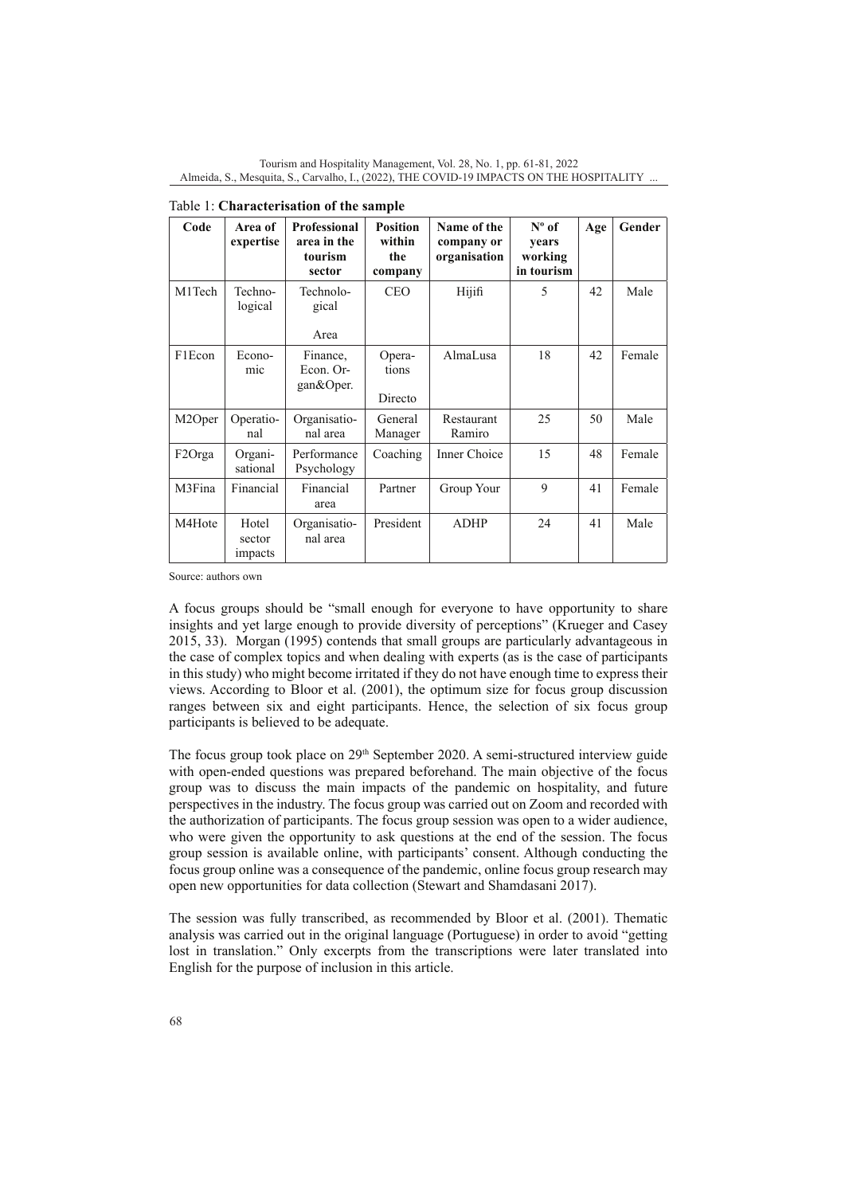Table 1: **Characterisation of the sample**

| Code | Area of expertise | Professional area in the tourism sector | Position within the company | Name of the company or organisation | Nº of years working in tourism | Age | Gender |
|---|---|---|---|---|---|---|---|
| M1Tech | Technological | Technological Area | CEO | Hijifi | 5 | 42 | Male |
| F1Econ | Economic | Finance, Econ. Organ&Oper. | Operations Directo | AlmaLusa | 18 | 42 | Female |
| M2Oper | Operational | Organisational area | General Manager | Restaurant Ramiro | 25 | 50 | Male |
| F2Orga | Organisational | Performance Psychology | Coaching | Inner Choice | 15 | 48 | Female |
| M3Fina | Financial | Financial area | Partner | Group Your | 9 | 41 | Female |
| M4Hote | Hotel sector impacts | Organisational area | President | ADHP | 24 | 41 | Male |

Source: authors own

A focus groups should be "small enough for everyone to have opportunity to share insights and yet large enough to provide diversity of perceptions" (Krueger and Casey 2015, 33). Morgan (1995) contends that small groups are particularly advantageous in the case of complex topics and when dealing with experts (as is the case of participants in this study) who might become irritated if they do not have enough time to express their views. According to Bloor et al. (2001), the optimum size for focus group discussion ranges between six and eight participants. Hence, the selection of six focus group participants is believed to be adequate.

The focus group took place on 29th September 2020. A semi-structured interview guide with open-ended questions was prepared beforehand. The main objective of the focus group was to discuss the main impacts of the pandemic on hospitality, and future perspectives in the industry. The focus group was carried out on Zoom and recorded with the authorization of participants. The focus group session was open to a wider audience, who were given the opportunity to ask questions at the end of the session. The focus group session is available online, with participants' consent. Although conducting the focus group online was a consequence of the pandemic, online focus group research may open new opportunities for data collection (Stewart and Shamdasani 2017).

The session was fully transcribed, as recommended by Bloor et al. (2001). Thematic analysis was carried out in the original language (Portuguese) in order to avoid "getting lost in translation." Only excerpts from the transcriptions were later translated into English for the purpose of inclusion in this article.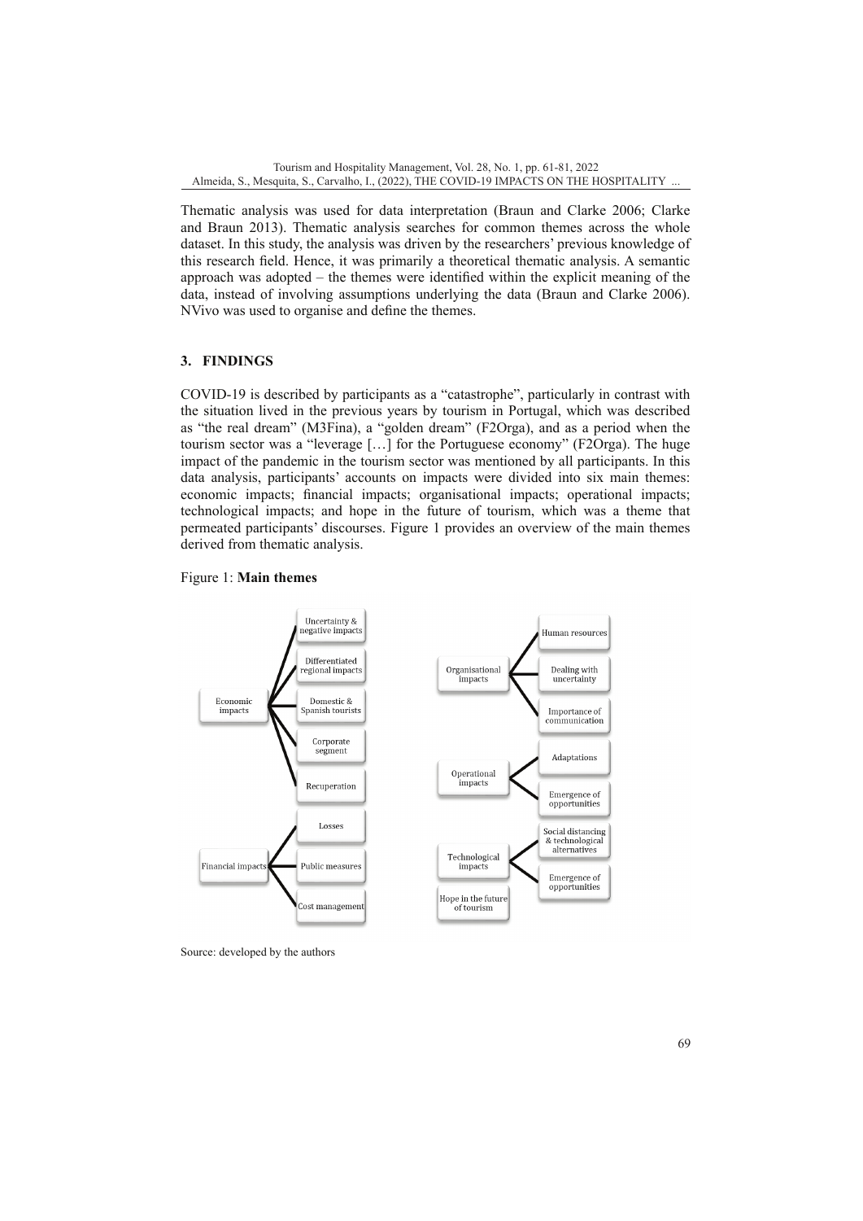Thematic analysis was used for data interpretation (Braun and Clarke 2006; Clarke and Braun 2013). Thematic analysis searches for common themes across the whole dataset. In this study, the analysis was driven by the researchers' previous knowledge of this research field. Hence, it was primarily a theoretical thematic analysis. A semantic approach was adopted – the themes were identified within the explicit meaning of the data, instead of involving assumptions underlying the data (Braun and Clarke 2006). NVivo was used to organise and define the themes.

## 3. FINDINGS

COVID-19 is described by participants as a "catastrophe", particularly in contrast with the situation lived in the previous years by tourism in Portugal, which was described as "the real dream" (M3Fina), a "golden dream" (F2Orga), and as a period when the tourism sector was a "leverage […] for the Portuguese economy" (F2Orga). The huge impact of the pandemic in the tourism sector was mentioned by all participants. In this data analysis, participants' accounts on impacts were divided into six main themes: economic impacts; financial impacts; organisational impacts; operational impacts; technological impacts; and hope in the future of tourism, which was a theme that permeated participants' discourses. Figure 1 provides an overview of the main themes derived from thematic analysis.

Figure 1: **Main themes**

- Economic impacts
  - Uncertainty & negative impacts
  - Differentiated regional impacts
  - Domestic & Spanish tourists
  - Corporate segment
  - Recuperation
- Financial impacts
  - Losses
  - Public measures
  - Cost management
- Organisational impacts
  - Human resources
  - Dealing with uncertainty
  - Importance of communication
- Operational impacts
  - Adaptations
  - Emergence of opportunities
- Technological impacts
  - Social distancing & technological alternatives
  - Emergence of opportunities
- Hope in the future of tourism

Source: developed by the authors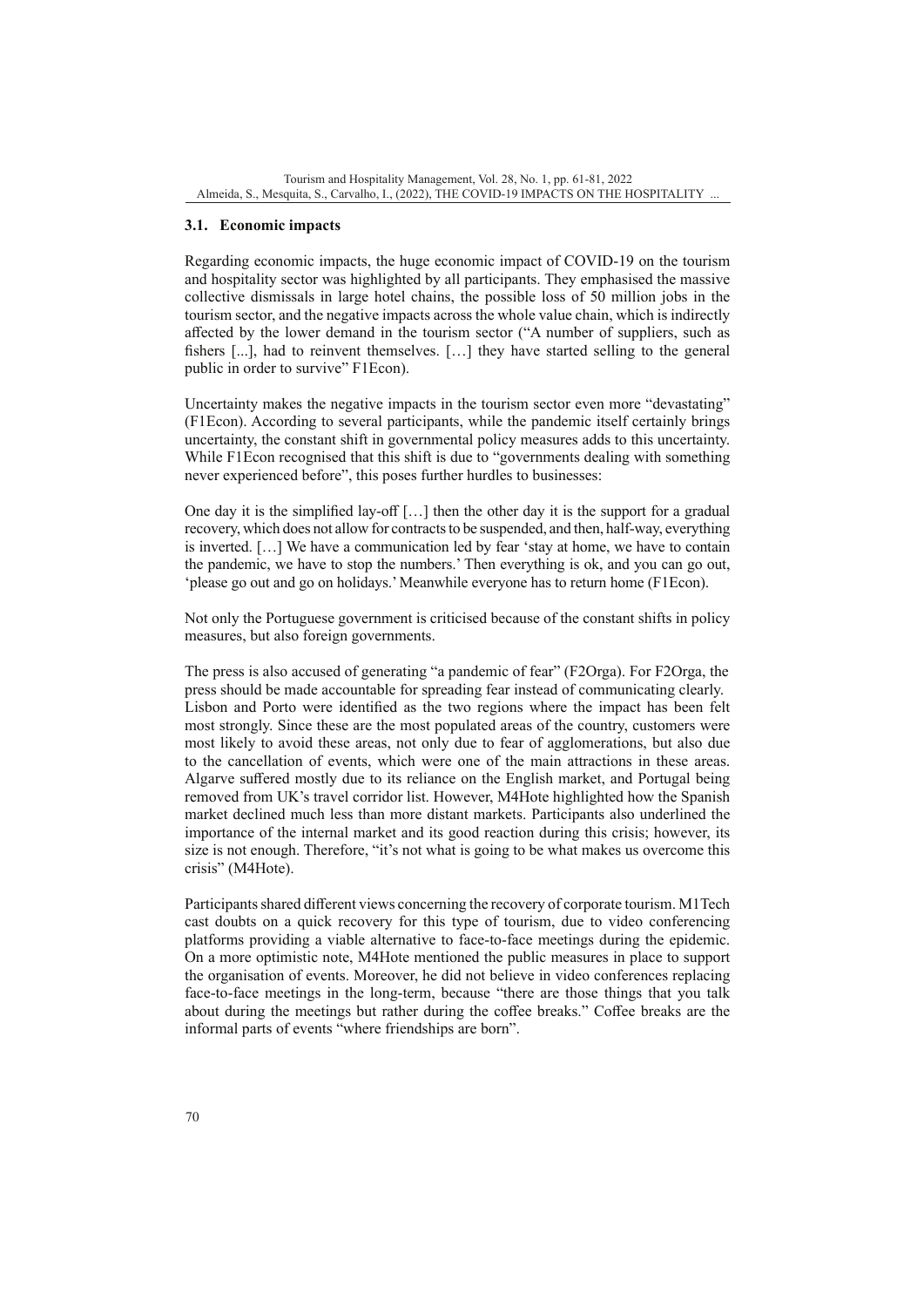### 3.1. Economic impacts

Regarding economic impacts, the huge economic impact of COVID-19 on the tourism and hospitality sector was highlighted by all participants. They emphasised the massive collective dismissals in large hotel chains, the possible loss of 50 million jobs in the tourism sector, and the negative impacts across the whole value chain, which is indirectly affected by the lower demand in the tourism sector ("A number of suppliers, such as fishers [...], had to reinvent themselves. […] they have started selling to the general public in order to survive" F1Econ).

Uncertainty makes the negative impacts in the tourism sector even more "devastating" (F1Econ). According to several participants, while the pandemic itself certainly brings uncertainty, the constant shift in governmental policy measures adds to this uncertainty. While F1Econ recognised that this shift is due to "governments dealing with something never experienced before", this poses further hurdles to businesses:

One day it is the simplified lay-off […] then the other day it is the support for a gradual recovery, which does not allow for contracts to be suspended, and then, half-way, everything is inverted. […] We have a communication led by fear 'stay at home, we have to contain the pandemic, we have to stop the numbers.' Then everything is ok, and you can go out, 'please go out and go on holidays.' Meanwhile everyone has to return home (F1Econ).

Not only the Portuguese government is criticised because of the constant shifts in policy measures, but also foreign governments.

The press is also accused of generating "a pandemic of fear" (F2Orga). For F2Orga, the press should be made accountable for spreading fear instead of communicating clearly. Lisbon and Porto were identified as the two regions where the impact has been felt most strongly. Since these are the most populated areas of the country, customers were most likely to avoid these areas, not only due to fear of agglomerations, but also due to the cancellation of events, which were one of the main attractions in these areas. Algarve suffered mostly due to its reliance on the English market, and Portugal being removed from UK's travel corridor list. However, M4Hote highlighted how the Spanish market declined much less than more distant markets. Participants also underlined the importance of the internal market and its good reaction during this crisis; however, its size is not enough. Therefore, "it's not what is going to be what makes us overcome this crisis" (M4Hote).

Participants shared different views concerning the recovery of corporate tourism. M1Tech cast doubts on a quick recovery for this type of tourism, due to video conferencing platforms providing a viable alternative to face-to-face meetings during the epidemic. On a more optimistic note, M4Hote mentioned the public measures in place to support the organisation of events. Moreover, he did not believe in video conferences replacing face-to-face meetings in the long-term, because "there are those things that you talk about during the meetings but rather during the coffee breaks." Coffee breaks are the informal parts of events "where friendships are born".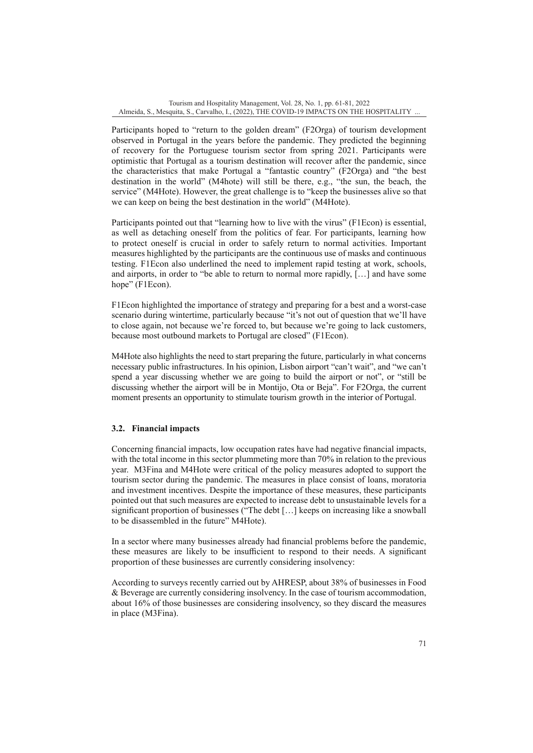Participants hoped to "return to the golden dream" (F2Orga) of tourism development observed in Portugal in the years before the pandemic. They predicted the beginning of recovery for the Portuguese tourism sector from spring 2021. Participants were optimistic that Portugal as a tourism destination will recover after the pandemic, since the characteristics that make Portugal a "fantastic country" (F2Orga) and "the best destination in the world" (M4hote) will still be there, e.g., "the sun, the beach, the service" (M4Hote). However, the great challenge is to "keep the businesses alive so that we can keep on being the best destination in the world" (M4Hote).

Participants pointed out that "learning how to live with the virus" (F1Econ) is essential, as well as detaching oneself from the politics of fear. For participants, learning how to protect oneself is crucial in order to safely return to normal activities. Important measures highlighted by the participants are the continuous use of masks and continuous testing. F1Econ also underlined the need to implement rapid testing at work, schools, and airports, in order to "be able to return to normal more rapidly, […] and have some hope" (F1Econ).

F1Econ highlighted the importance of strategy and preparing for a best and a worst-case scenario during wintertime, particularly because "it's not out of question that we'll have to close again, not because we're forced to, but because we're going to lack customers, because most outbound markets to Portugal are closed" (F1Econ).

M4Hote also highlights the need to start preparing the future, particularly in what concerns necessary public infrastructures. In his opinion, Lisbon airport "can't wait", and "we can't spend a year discussing whether we are going to build the airport or not", or "still be discussing whether the airport will be in Montijo, Ota or Beja". For F2Orga, the current moment presents an opportunity to stimulate tourism growth in the interior of Portugal.

### 3.2. Financial impacts

Concerning financial impacts, low occupation rates have had negative financial impacts, with the total income in this sector plummeting more than 70% in relation to the previous year. M3Fina and M4Hote were critical of the policy measures adopted to support the tourism sector during the pandemic. The measures in place consist of loans, moratoria and investment incentives. Despite the importance of these measures, these participants pointed out that such measures are expected to increase debt to unsustainable levels for a significant proportion of businesses ("The debt […] keeps on increasing like a snowball to be disassembled in the future" M4Hote).

In a sector where many businesses already had financial problems before the pandemic, these measures are likely to be insufficient to respond to their needs. A significant proportion of these businesses are currently considering insolvency:

According to surveys recently carried out by AHRESP, about 38% of businesses in Food & Beverage are currently considering insolvency. In the case of tourism accommodation, about 16% of those businesses are considering insolvency, so they discard the measures in place (M3Fina).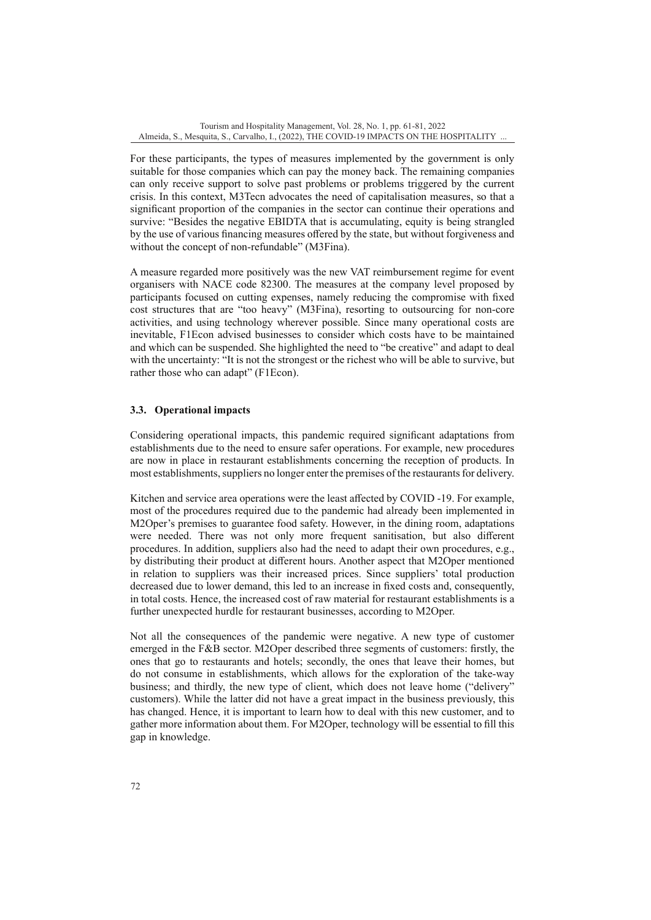For these participants, the types of measures implemented by the government is only suitable for those companies which can pay the money back. The remaining companies can only receive support to solve past problems or problems triggered by the current crisis. In this context, M3Tecn advocates the need of capitalisation measures, so that a significant proportion of the companies in the sector can continue their operations and survive: "Besides the negative EBIDTA that is accumulating, equity is being strangled by the use of various financing measures offered by the state, but without forgiveness and without the concept of non-refundable" (M3Fina).

A measure regarded more positively was the new VAT reimbursement regime for event organisers with NACE code 82300. The measures at the company level proposed by participants focused on cutting expenses, namely reducing the compromise with fixed cost structures that are "too heavy" (M3Fina), resorting to outsourcing for non-core activities, and using technology wherever possible. Since many operational costs are inevitable, F1Econ advised businesses to consider which costs have to be maintained and which can be suspended. She highlighted the need to "be creative" and adapt to deal with the uncertainty: "It is not the strongest or the richest who will be able to survive, but rather those who can adapt" (F1Econ).

### 3.3. Operational impacts

Considering operational impacts, this pandemic required significant adaptations from establishments due to the need to ensure safer operations. For example, new procedures are now in place in restaurant establishments concerning the reception of products. In most establishments, suppliers no longer enter the premises of the restaurants for delivery.

Kitchen and service area operations were the least affected by COVID -19. For example, most of the procedures required due to the pandemic had already been implemented in M2Oper's premises to guarantee food safety. However, in the dining room, adaptations were needed. There was not only more frequent sanitisation, but also different procedures. In addition, suppliers also had the need to adapt their own procedures, e.g., by distributing their product at different hours. Another aspect that M2Oper mentioned in relation to suppliers was their increased prices. Since suppliers' total production decreased due to lower demand, this led to an increase in fixed costs and, consequently, in total costs. Hence, the increased cost of raw material for restaurant establishments is a further unexpected hurdle for restaurant businesses, according to M2Oper.

Not all the consequences of the pandemic were negative. A new type of customer emerged in the F&B sector. M2Oper described three segments of customers: firstly, the ones that go to restaurants and hotels; secondly, the ones that leave their homes, but do not consume in establishments, which allows for the exploration of the take-way business; and thirdly, the new type of client, which does not leave home ("delivery" customers). While the latter did not have a great impact in the business previously, this has changed. Hence, it is important to learn how to deal with this new customer, and to gather more information about them. For M2Oper, technology will be essential to fill this gap in knowledge.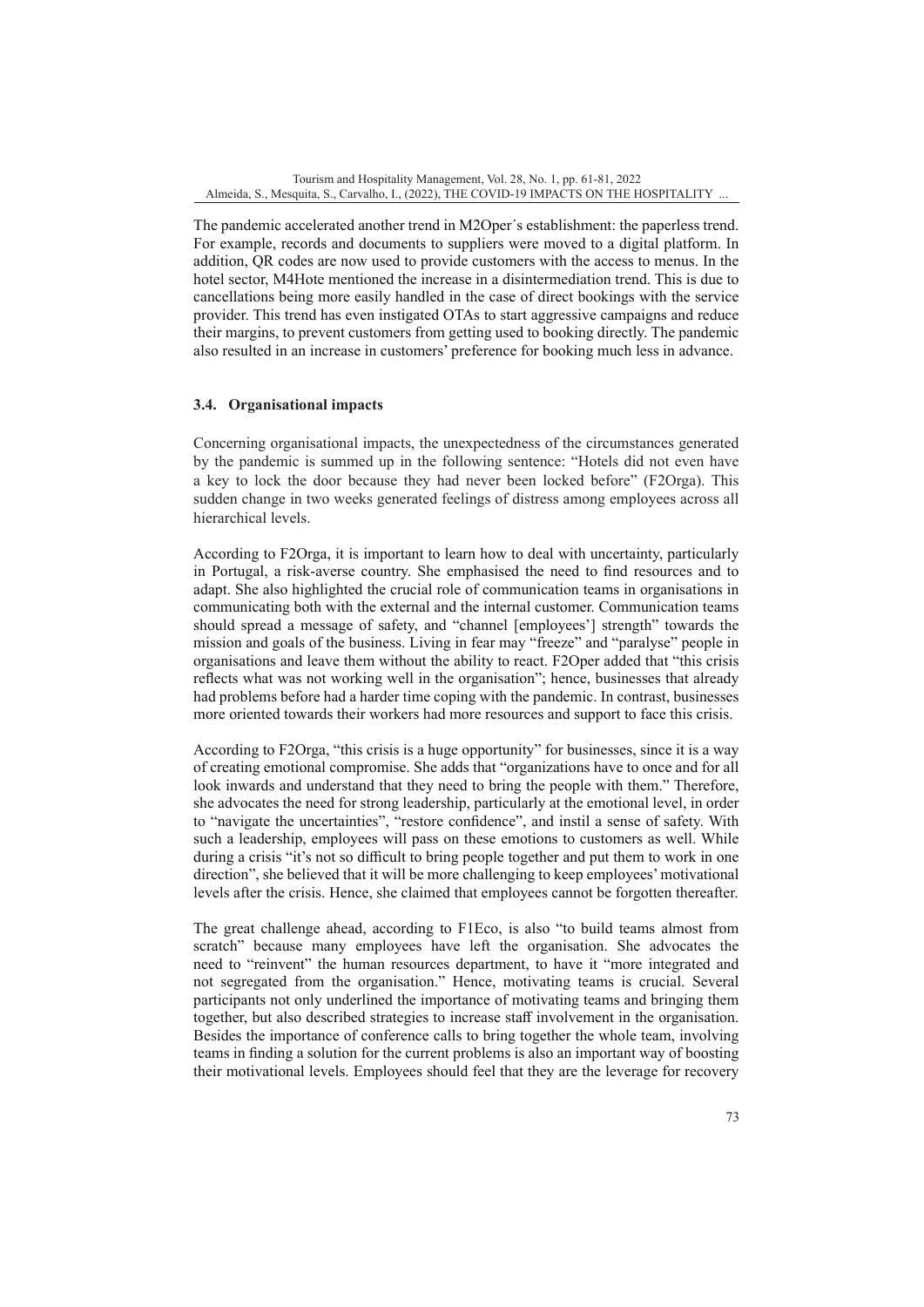The pandemic accelerated another trend in M2Oper´s establishment: the paperless trend. For example, records and documents to suppliers were moved to a digital platform. In addition, QR codes are now used to provide customers with the access to menus. In the hotel sector, M4Hote mentioned the increase in a disintermediation trend. This is due to cancellations being more easily handled in the case of direct bookings with the service provider. This trend has even instigated OTAs to start aggressive campaigns and reduce their margins, to prevent customers from getting used to booking directly. The pandemic also resulted in an increase in customers' preference for booking much less in advance.

### 3.4. Organisational impacts

Concerning organisational impacts, the unexpectedness of the circumstances generated by the pandemic is summed up in the following sentence: "Hotels did not even have a key to lock the door because they had never been locked before" (F2Orga). This sudden change in two weeks generated feelings of distress among employees across all hierarchical levels.

According to F2Orga, it is important to learn how to deal with uncertainty, particularly in Portugal, a risk-averse country. She emphasised the need to find resources and to adapt. She also highlighted the crucial role of communication teams in organisations in communicating both with the external and the internal customer. Communication teams should spread a message of safety, and "channel [employees'] strength" towards the mission and goals of the business. Living in fear may "freeze" and "paralyse" people in organisations and leave them without the ability to react. F2Oper added that "this crisis reflects what was not working well in the organisation"; hence, businesses that already had problems before had a harder time coping with the pandemic. In contrast, businesses more oriented towards their workers had more resources and support to face this crisis.

According to F2Orga, "this crisis is a huge opportunity" for businesses, since it is a way of creating emotional compromise. She adds that "organizations have to once and for all look inwards and understand that they need to bring the people with them." Therefore, she advocates the need for strong leadership, particularly at the emotional level, in order to "navigate the uncertainties", "restore confidence", and instil a sense of safety. With such a leadership, employees will pass on these emotions to customers as well. While during a crisis "it's not so difficult to bring people together and put them to work in one direction", she believed that it will be more challenging to keep employees' motivational levels after the crisis. Hence, she claimed that employees cannot be forgotten thereafter.

The great challenge ahead, according to F1Eco, is also "to build teams almost from scratch" because many employees have left the organisation. She advocates the need to "reinvent" the human resources department, to have it "more integrated and not segregated from the organisation." Hence, motivating teams is crucial. Several participants not only underlined the importance of motivating teams and bringing them together, but also described strategies to increase staff involvement in the organisation. Besides the importance of conference calls to bring together the whole team, involving teams in finding a solution for the current problems is also an important way of boosting their motivational levels. Employees should feel that they are the leverage for recovery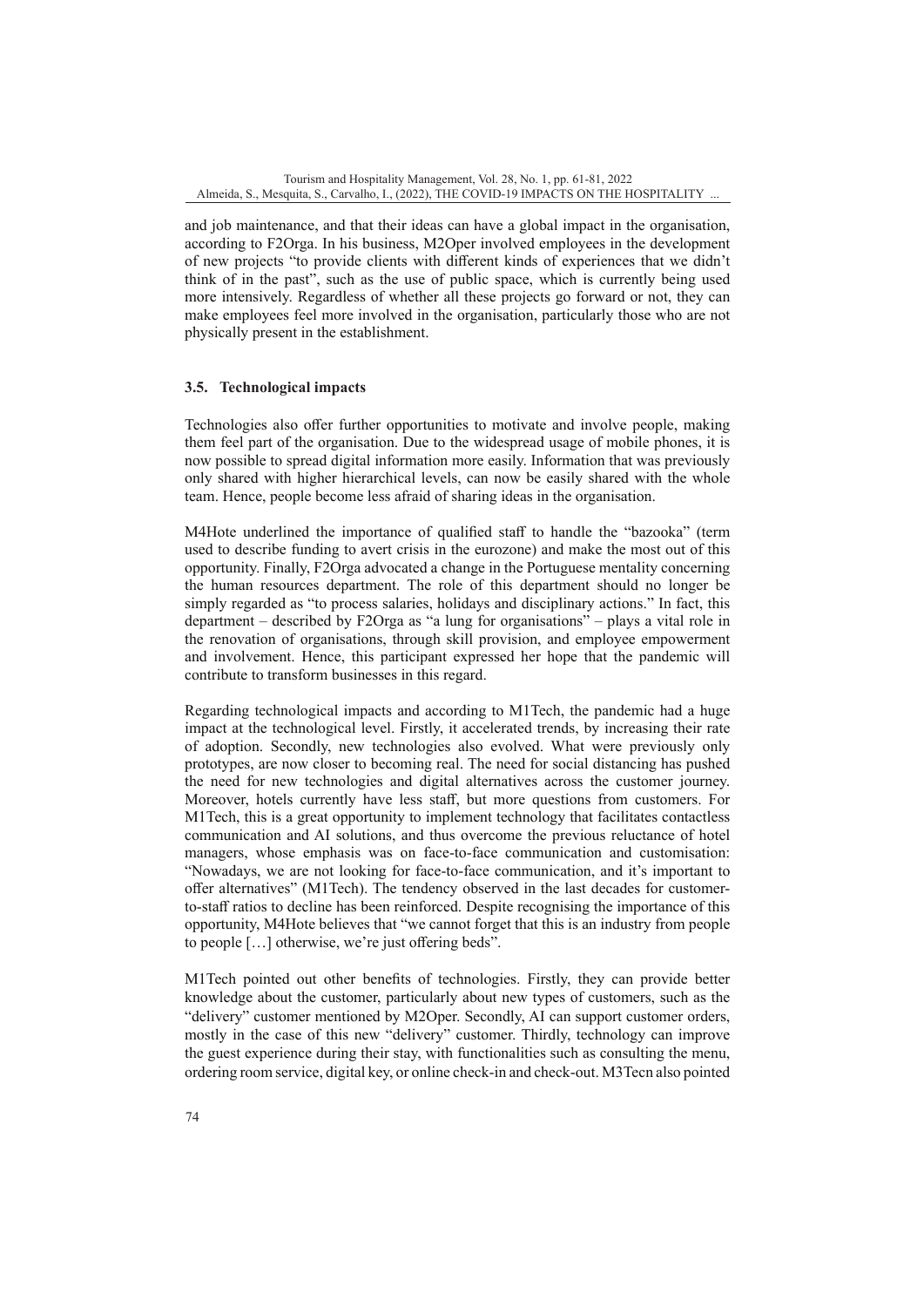and job maintenance, and that their ideas can have a global impact in the organisation, according to F2Orga. In his business, M2Oper involved employees in the development of new projects "to provide clients with different kinds of experiences that we didn't think of in the past", such as the use of public space, which is currently being used more intensively. Regardless of whether all these projects go forward or not, they can make employees feel more involved in the organisation, particularly those who are not physically present in the establishment.

### 3.5. Technological impacts

Technologies also offer further opportunities to motivate and involve people, making them feel part of the organisation. Due to the widespread usage of mobile phones, it is now possible to spread digital information more easily. Information that was previously only shared with higher hierarchical levels, can now be easily shared with the whole team. Hence, people become less afraid of sharing ideas in the organisation.

M4Hote underlined the importance of qualified staff to handle the "bazooka" (term used to describe funding to avert crisis in the eurozone) and make the most out of this opportunity. Finally, F2Orga advocated a change in the Portuguese mentality concerning the human resources department. The role of this department should no longer be simply regarded as "to process salaries, holidays and disciplinary actions." In fact, this department – described by F2Orga as "a lung for organisations" – plays a vital role in the renovation of organisations, through skill provision, and employee empowerment and involvement. Hence, this participant expressed her hope that the pandemic will contribute to transform businesses in this regard.

Regarding technological impacts and according to M1Tech, the pandemic had a huge impact at the technological level. Firstly, it accelerated trends, by increasing their rate of adoption. Secondly, new technologies also evolved. What were previously only prototypes, are now closer to becoming real. The need for social distancing has pushed the need for new technologies and digital alternatives across the customer journey. Moreover, hotels currently have less staff, but more questions from customers. For M1Tech, this is a great opportunity to implement technology that facilitates contactless communication and AI solutions, and thus overcome the previous reluctance of hotel managers, whose emphasis was on face-to-face communication and customisation: "Nowadays, we are not looking for face-to-face communication, and it's important to offer alternatives" (M1Tech). The tendency observed in the last decades for customer-to-staff ratios to decline has been reinforced. Despite recognising the importance of this opportunity, M4Hote believes that "we cannot forget that this is an industry from people to people […] otherwise, we're just offering beds".

M1Tech pointed out other benefits of technologies. Firstly, they can provide better knowledge about the customer, particularly about new types of customers, such as the "delivery" customer mentioned by M2Oper. Secondly, AI can support customer orders, mostly in the case of this new "delivery" customer. Thirdly, technology can improve the guest experience during their stay, with functionalities such as consulting the menu, ordering room service, digital key, or online check-in and check-out. M3Tecn also pointed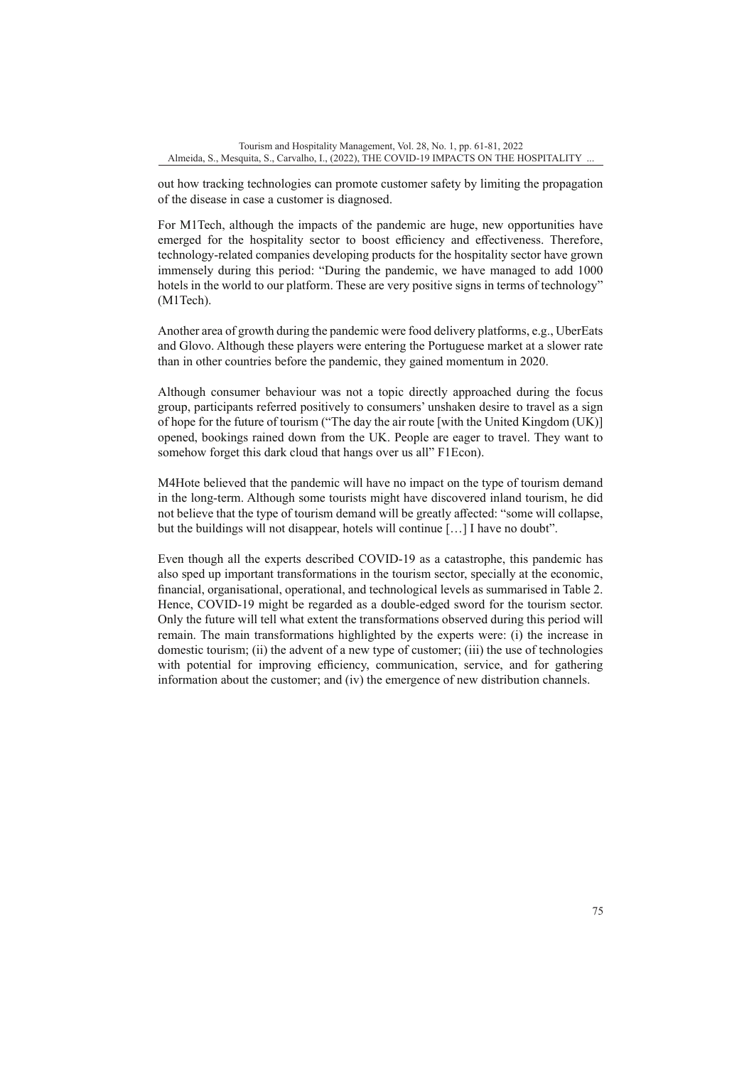out how tracking technologies can promote customer safety by limiting the propagation of the disease in case a customer is diagnosed.

For M1Tech, although the impacts of the pandemic are huge, new opportunities have emerged for the hospitality sector to boost efficiency and effectiveness. Therefore, technology-related companies developing products for the hospitality sector have grown immensely during this period: "During the pandemic, we have managed to add 1000 hotels in the world to our platform. These are very positive signs in terms of technology" (M1Tech).

Another area of growth during the pandemic were food delivery platforms, e.g., UberEats and Glovo. Although these players were entering the Portuguese market at a slower rate than in other countries before the pandemic, they gained momentum in 2020.

Although consumer behaviour was not a topic directly approached during the focus group, participants referred positively to consumers' unshaken desire to travel as a sign of hope for the future of tourism ("The day the air route [with the United Kingdom (UK)] opened, bookings rained down from the UK. People are eager to travel. They want to somehow forget this dark cloud that hangs over us all" F1Econ).

M4Hote believed that the pandemic will have no impact on the type of tourism demand in the long-term. Although some tourists might have discovered inland tourism, he did not believe that the type of tourism demand will be greatly affected: "some will collapse, but the buildings will not disappear, hotels will continue […] I have no doubt".

Even though all the experts described COVID-19 as a catastrophe, this pandemic has also sped up important transformations in the tourism sector, specially at the economic, financial, organisational, operational, and technological levels as summarised in Table 2. Hence, COVID-19 might be regarded as a double-edged sword for the tourism sector. Only the future will tell what extent the transformations observed during this period will remain. The main transformations highlighted by the experts were: (i) the increase in domestic tourism; (ii) the advent of a new type of customer; (iii) the use of technologies with potential for improving efficiency, communication, service, and for gathering information about the customer; and (iv) the emergence of new distribution channels.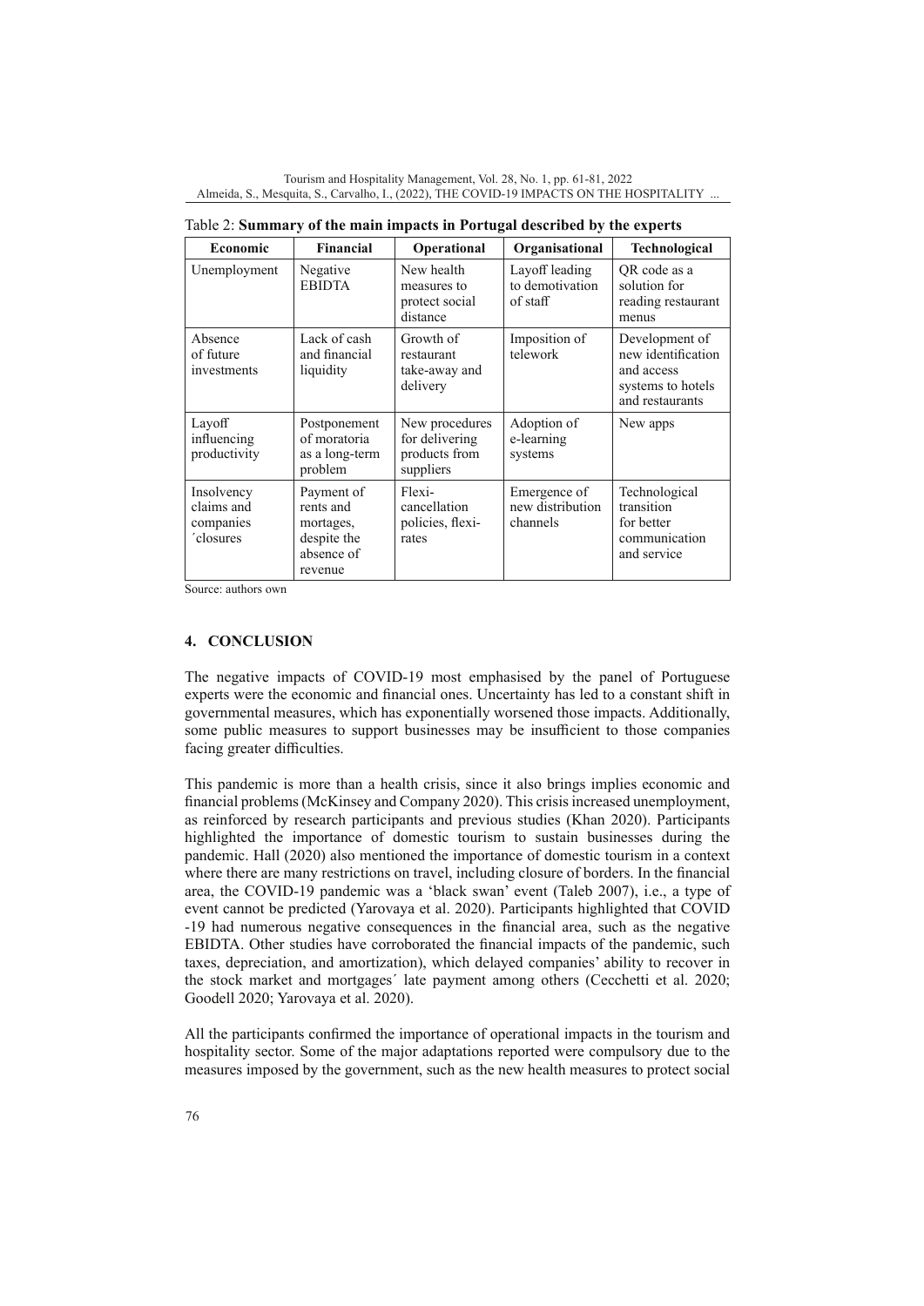Table 2: **Summary of the main impacts in Portugal described by the experts**

| Economic | Financial | Operational | Organisational | Technological |
|---|---|---|---|---|
| Unemployment | Negative EBIDTA | New health measures to protect social distance | Layoff leading to demotivation of staff | QR code as a solution for reading restaurant menus |
| Absence of future investments | Lack of cash and financial liquidity | Growth of restaurant take-away and delivery | Imposition of telework | Development of new identification and access systems to hotels and restaurants |
| Layoff influencing productivity | Postponement of moratoria as a long-term problem | New procedures for delivering products from suppliers | Adoption of e-learning systems | New apps |
| Insolvency claims and companies ´closures | Payment of rents and mortages, despite the absence of revenue | Flexi-cancellation policies, flexi-rates | Emergence of new distribution channels | Technological transition for better communication and service |

Source: authors own

## 4. CONCLUSION

The negative impacts of COVID-19 most emphasised by the panel of Portuguese experts were the economic and financial ones. Uncertainty has led to a constant shift in governmental measures, which has exponentially worsened those impacts. Additionally, some public measures to support businesses may be insufficient to those companies facing greater difficulties.

This pandemic is more than a health crisis, since it also brings implies economic and financial problems (McKinsey and Company 2020). This crisis increased unemployment, as reinforced by research participants and previous studies (Khan 2020). Participants highlighted the importance of domestic tourism to sustain businesses during the pandemic. Hall (2020) also mentioned the importance of domestic tourism in a context where there are many restrictions on travel, including closure of borders. In the financial area, the COVID-19 pandemic was a 'black swan' event (Taleb 2007), i.e., a type of event cannot be predicted (Yarovaya et al. 2020). Participants highlighted that COVID -19 had numerous negative consequences in the financial area, such as the negative EBIDTA. Other studies have corroborated the financial impacts of the pandemic, such taxes, depreciation, and amortization), which delayed companies' ability to recover in the stock market and mortgages´ late payment among others (Cecchetti et al. 2020; Goodell 2020; Yarovaya et al. 2020).

All the participants confirmed the importance of operational impacts in the tourism and hospitality sector. Some of the major adaptations reported were compulsory due to the measures imposed by the government, such as the new health measures to protect social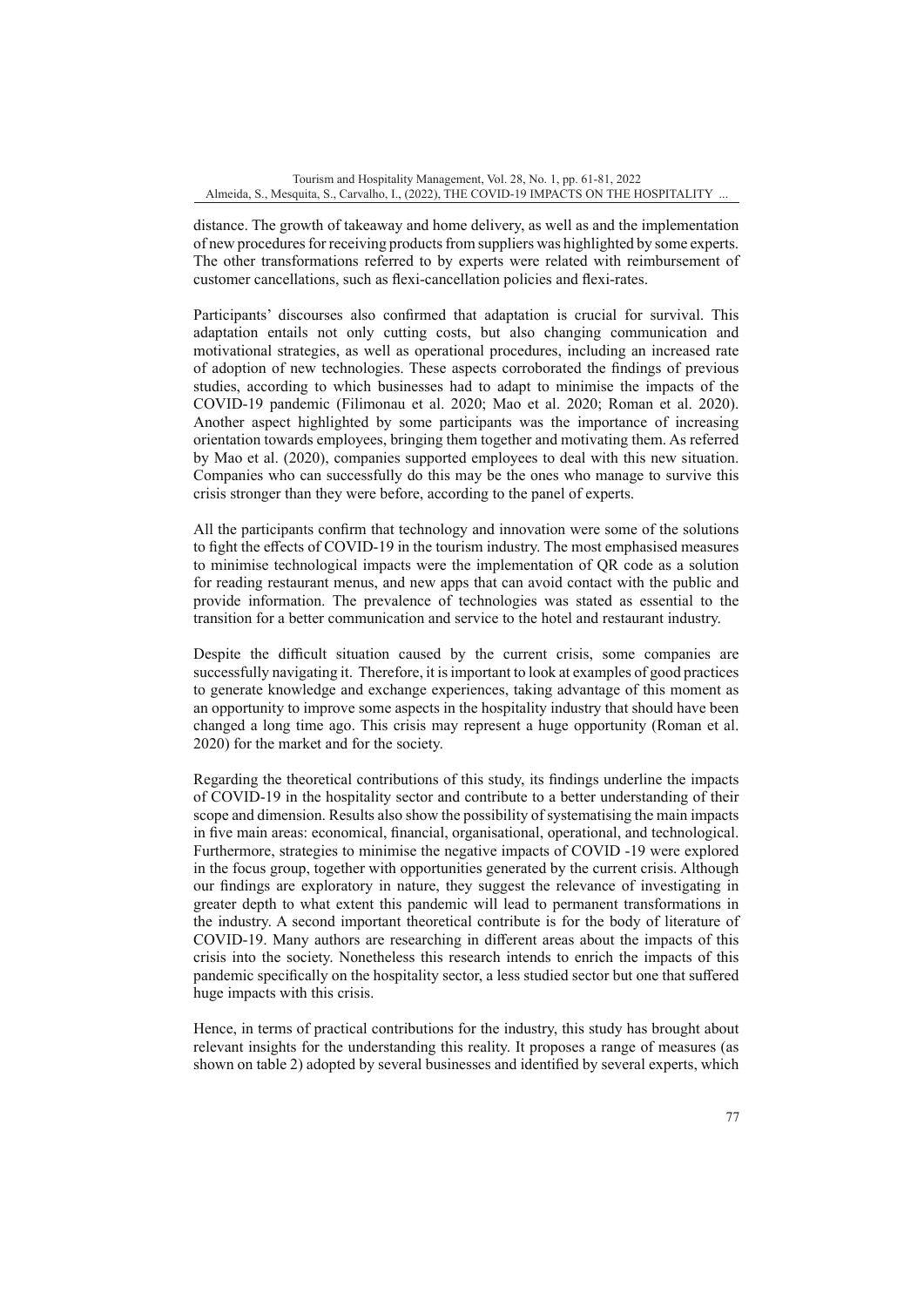distance. The growth of takeaway and home delivery, as well as and the implementation of new procedures for receiving products from suppliers was highlighted by some experts. The other transformations referred to by experts were related with reimbursement of customer cancellations, such as flexi-cancellation policies and flexi-rates.

Participants' discourses also confirmed that adaptation is crucial for survival. This adaptation entails not only cutting costs, but also changing communication and motivational strategies, as well as operational procedures, including an increased rate of adoption of new technologies. These aspects corroborated the findings of previous studies, according to which businesses had to adapt to minimise the impacts of the COVID-19 pandemic (Filimonau et al. 2020; Mao et al. 2020; Roman et al. 2020). Another aspect highlighted by some participants was the importance of increasing orientation towards employees, bringing them together and motivating them. As referred by Mao et al. (2020), companies supported employees to deal with this new situation. Companies who can successfully do this may be the ones who manage to survive this crisis stronger than they were before, according to the panel of experts.

All the participants confirm that technology and innovation were some of the solutions to fight the effects of COVID-19 in the tourism industry. The most emphasised measures to minimise technological impacts were the implementation of QR code as a solution for reading restaurant menus, and new apps that can avoid contact with the public and provide information. The prevalence of technologies was stated as essential to the transition for a better communication and service to the hotel and restaurant industry.

Despite the difficult situation caused by the current crisis, some companies are successfully navigating it. Therefore, it is important to look at examples of good practices to generate knowledge and exchange experiences, taking advantage of this moment as an opportunity to improve some aspects in the hospitality industry that should have been changed a long time ago. This crisis may represent a huge opportunity (Roman et al. 2020) for the market and for the society.

Regarding the theoretical contributions of this study, its findings underline the impacts of COVID-19 in the hospitality sector and contribute to a better understanding of their scope and dimension. Results also show the possibility of systematising the main impacts in five main areas: economical, financial, organisational, operational, and technological. Furthermore, strategies to minimise the negative impacts of COVID -19 were explored in the focus group, together with opportunities generated by the current crisis. Although our findings are exploratory in nature, they suggest the relevance of investigating in greater depth to what extent this pandemic will lead to permanent transformations in the industry. A second important theoretical contribute is for the body of literature of COVID-19. Many authors are researching in different areas about the impacts of this crisis into the society. Nonetheless this research intends to enrich the impacts of this pandemic specifically on the hospitality sector, a less studied sector but one that suffered huge impacts with this crisis.

Hence, in terms of practical contributions for the industry, this study has brought about relevant insights for the understanding this reality. It proposes a range of measures (as shown on table 2) adopted by several businesses and identified by several experts, which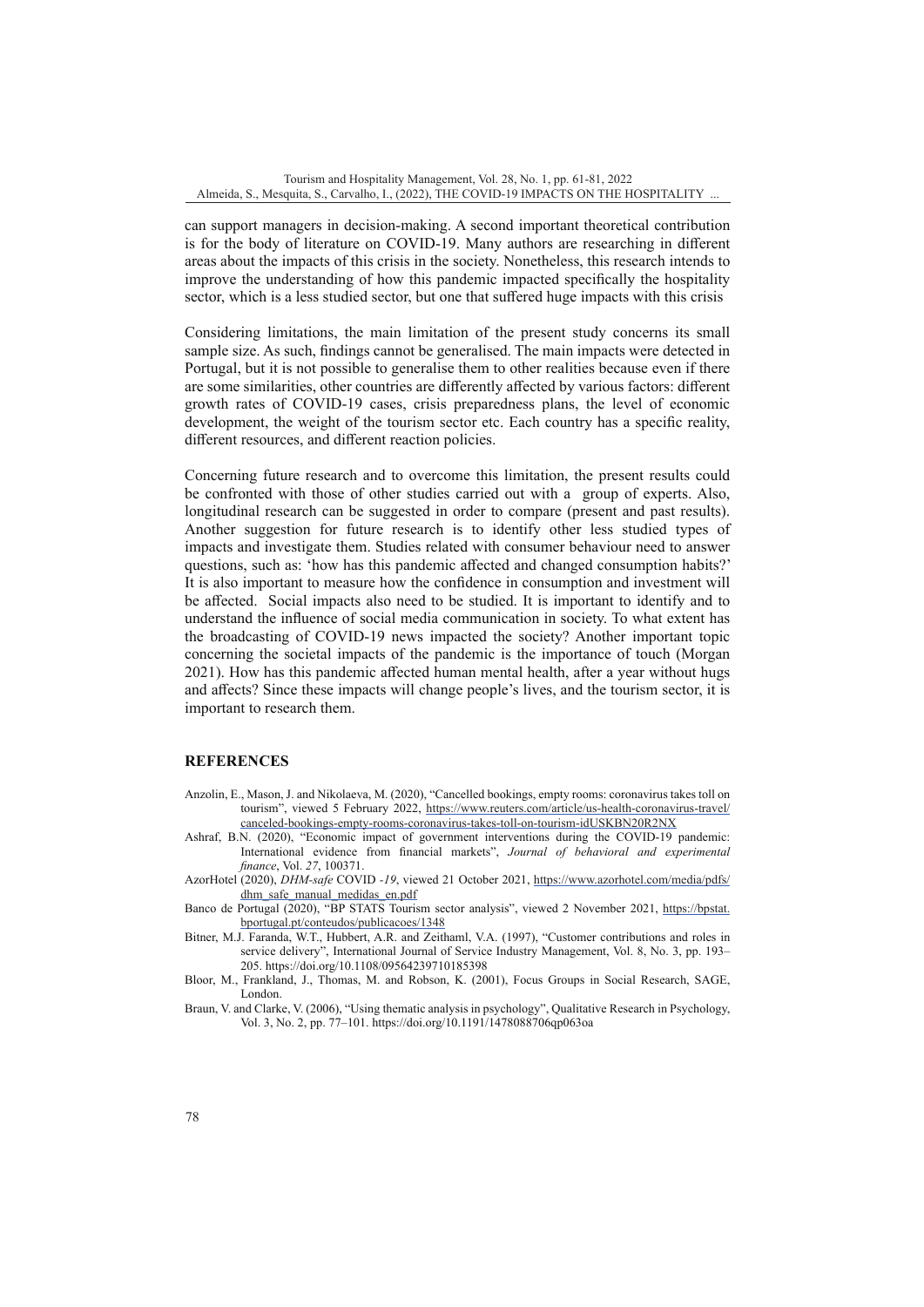can support managers in decision-making. A second important theoretical contribution is for the body of literature on COVID-19. Many authors are researching in different areas about the impacts of this crisis in the society. Nonetheless, this research intends to improve the understanding of how this pandemic impacted specifically the hospitality sector, which is a less studied sector, but one that suffered huge impacts with this crisis

Considering limitations, the main limitation of the present study concerns its small sample size. As such, findings cannot be generalised. The main impacts were detected in Portugal, but it is not possible to generalise them to other realities because even if there are some similarities, other countries are differently affected by various factors: different growth rates of COVID-19 cases, crisis preparedness plans, the level of economic development, the weight of the tourism sector etc. Each country has a specific reality, different resources, and different reaction policies.

Concerning future research and to overcome this limitation, the present results could be confronted with those of other studies carried out with a group of experts. Also, longitudinal research can be suggested in order to compare (present and past results). Another suggestion for future research is to identify other less studied types of impacts and investigate them. Studies related with consumer behaviour need to answer questions, such as: 'how has this pandemic affected and changed consumption habits?' It is also important to measure how the confidence in consumption and investment will be affected. Social impacts also need to be studied. It is important to identify and to understand the influence of social media communication in society. To what extent has the broadcasting of COVID-19 news impacted the society? Another important topic concerning the societal impacts of the pandemic is the importance of touch (Morgan 2021). How has this pandemic affected human mental health, after a year without hugs and affects? Since these impacts will change people's lives, and the tourism sector, it is important to research them.

## REFERENCES

Anzolin, E., Mason, J. and Nikolaeva, M. (2020), "Cancelled bookings, empty rooms: coronavirus takes toll on tourism", viewed 5 February 2022, https://www.reuters.com/article/us-health-coronavirus-travel/canceled-bookings-empty-rooms-coronavirus-takes-toll-on-tourism-idUSKBN20R2NX

Ashraf, B.N. (2020), "Economic impact of government interventions during the COVID-19 pandemic: International evidence from financial markets", *Journal of behavioral and experimental finance*, Vol. *27*, 100371.

AzorHotel (2020), *DHM-safe* COVID *-19*, viewed 21 October 2021, https://www.azorhotel.com/media/pdfs/dhm_safe_manual_medidas_en.pdf

Banco de Portugal (2020), "BP STATS Tourism sector analysis", viewed 2 November 2021, https://bpstat.bportugal.pt/conteudos/publicacoes/1348

Bitner, M.J. Faranda, W.T., Hubbert, A.R. and Zeithaml, V.A. (1997), "Customer contributions and roles in service delivery", International Journal of Service Industry Management, Vol. 8, No. 3, pp. 193–205. https://doi.org/10.1108/09564239710185398

Bloor, M., Frankland, J., Thomas, M. and Robson, K. (2001), Focus Groups in Social Research, SAGE, London.

Braun, V. and Clarke, V. (2006), "Using thematic analysis in psychology", Qualitative Research in Psychology, Vol. 3, No. 2, pp. 77–101. https://doi.org/10.1191/1478088706qp063oa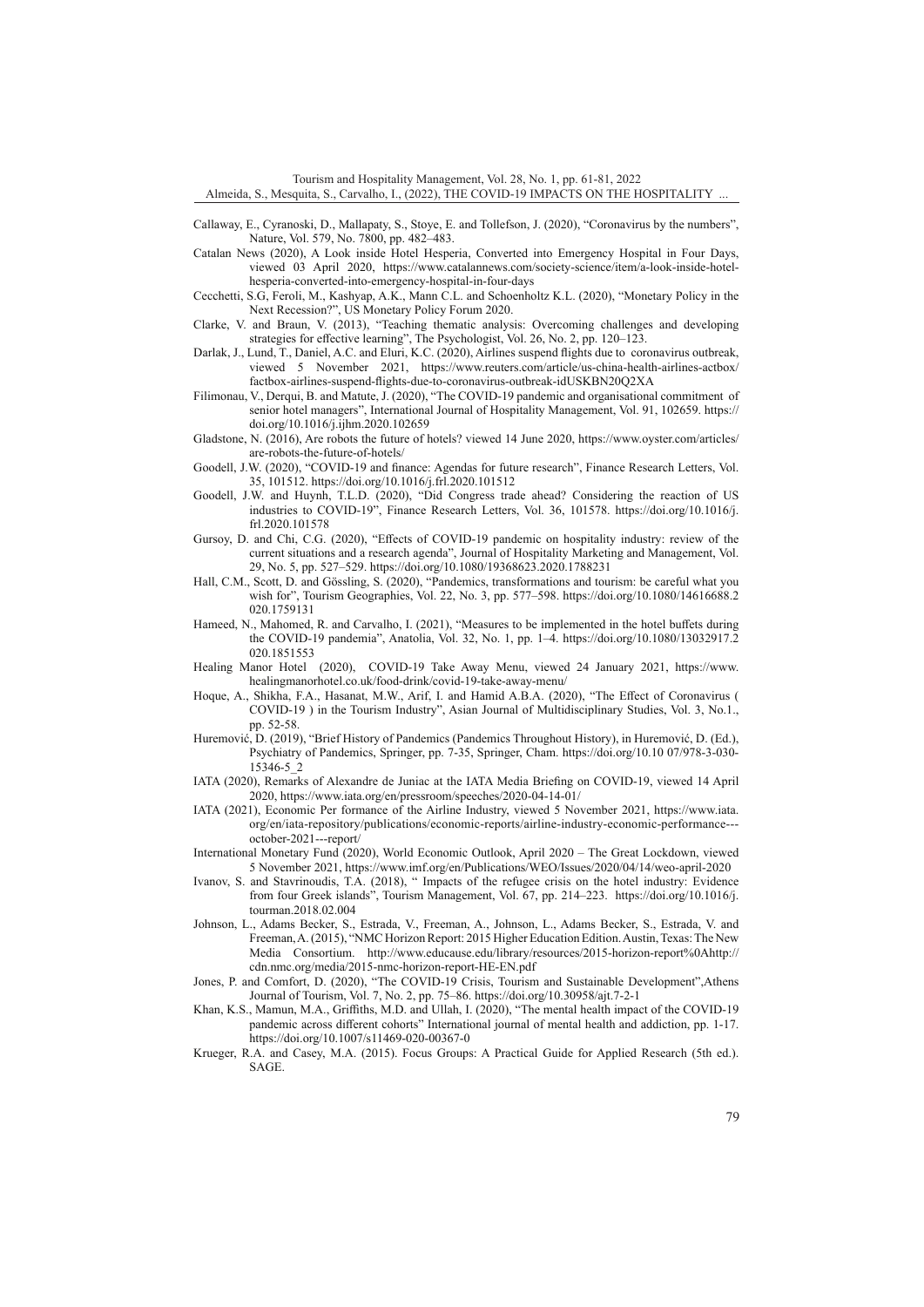Callaway, E., Cyranoski, D., Mallapaty, S., Stoye, E. and Tollefson, J. (2020), "Coronavirus by the numbers", Nature, Vol. 579, No. 7800, pp. 482–483.

Catalan News (2020), A Look inside Hotel Hesperia, Converted into Emergency Hospital in Four Days, viewed 03 April 2020, https://www.catalannews.com/society-science/item/a-look-inside-hotel-hesperia-converted-into-emergency-hospital-in-four-days

Cecchetti, S.G, Feroli, M., Kashyap, A.K., Mann C.L. and Schoenholtz K.L. (2020), "Monetary Policy in the Next Recession?", US Monetary Policy Forum 2020.

Clarke, V. and Braun, V. (2013), "Teaching thematic analysis: Overcoming challenges and developing strategies for effective learning", The Psychologist, Vol. 26, No. 2, pp. 120–123.

Darlak, J., Lund, T., Daniel, A.C. and Eluri, K.C. (2020), Airlines suspend flights due to coronavirus outbreak, viewed 5 November 2021, https://www.reuters.com/article/us-china-health-airlines-actbox/factbox-airlines-suspend-flights-due-to-coronavirus-outbreak-idUSKBN20Q2XA

Filimonau, V., Derqui, B. and Matute, J. (2020), "The COVID-19 pandemic and organisational commitment of senior hotel managers", International Journal of Hospitality Management, Vol. 91, 102659. https://doi.org/10.1016/j.ijhm.2020.102659

Gladstone, N. (2016), Are robots the future of hotels? viewed 14 June 2020, https://www.oyster.com/articles/are-robots-the-future-of-hotels/

Goodell, J.W. (2020), "COVID-19 and finance: Agendas for future research", Finance Research Letters, Vol. 35, 101512. https://doi.org/10.1016/j.frl.2020.101512

Goodell, J.W. and Huynh, T.L.D. (2020), "Did Congress trade ahead? Considering the reaction of US industries to COVID-19", Finance Research Letters, Vol. 36, 101578. https://doi.org/10.1016/j.frl.2020.101578

Gursoy, D. and Chi, C.G. (2020), "Effects of COVID-19 pandemic on hospitality industry: review of the current situations and a research agenda", Journal of Hospitality Marketing and Management, Vol. 29, No. 5, pp. 527–529. https://doi.org/10.1080/19368623.2020.1788231

Hall, C.M., Scott, D. and Gössling, S. (2020), "Pandemics, transformations and tourism: be careful what you wish for", Tourism Geographies, Vol. 22, No. 3, pp. 577–598. https://doi.org/10.1080/14616688.2020.1759131

Hameed, N., Mahomed, R. and Carvalho, I. (2021), "Measures to be implemented in the hotel buffets during the COVID-19 pandemia", Anatolia, Vol. 32, No. 1, pp. 1–4. https://doi.org/10.1080/13032917.2020.1851553

Healing Manor Hotel (2020), COVID-19 Take Away Menu, viewed 24 January 2021, https://www.healingmanorhotel.co.uk/food-drink/covid-19-take-away-menu/

Hoque, A., Shikha, F.A., Hasanat, M.W., Arif, I. and Hamid A.B.A. (2020), "The Effect of Coronavirus ( COVID-19 ) in the Tourism Industry", Asian Journal of Multidisciplinary Studies, Vol. 3, No.1., pp. 52-58.

Huremović, D. (2019), "Brief History of Pandemics (Pandemics Throughout History), in Huremović, D. (Ed.), Psychiatry of Pandemics, Springer, pp. 7-35, Springer, Cham. https://doi.org/10.10 07/978-3-030-15346-5_2

IATA (2020), Remarks of Alexandre de Juniac at the IATA Media Briefing on COVID-19, viewed 14 April 2020, https://www.iata.org/en/pressroom/speeches/2020-04-14-01/

IATA (2021), Economic Per formance of the Airline Industry, viewed 5 November 2021, https://www.iata.org/en/iata-repository/publications/economic-reports/airline-industry-economic-performance---october-2021---report/

International Monetary Fund (2020), World Economic Outlook, April 2020 – The Great Lockdown, viewed 5 November 2021, https://www.imf.org/en/Publications/WEO/Issues/2020/04/14/weo-april-2020

Ivanov, S. and Stavrinoudis, T.A. (2018), " Impacts of the refugee crisis on the hotel industry: Evidence from four Greek islands", Tourism Management, Vol. 67, pp. 214–223. https://doi.org/10.1016/j.tourman.2018.02.004

Johnson, L., Adams Becker, S., Estrada, V., Freeman, A., Johnson, L., Adams Becker, S., Estrada, V. and Freeman, A. (2015), "NMC Horizon Report: 2015 Higher Education Edition. Austin, Texas: The New Media Consortium. http://www.educause.edu/library/resources/2015-horizon-report%0Ahttp://cdn.nmc.org/media/2015-nmc-horizon-report-HE-EN.pdf

Jones, P. and Comfort, D. (2020), "The COVID-19 Crisis, Tourism and Sustainable Development",Athens Journal of Tourism, Vol. 7, No. 2, pp. 75–86. https://doi.org/10.30958/ajt.7-2-1

Khan, K.S., Mamun, M.A., Griffiths, M.D. and Ullah, I. (2020), "The mental health impact of the COVID-19 pandemic across different cohorts" International journal of mental health and addiction, pp. 1-17. https://doi.org/10.1007/s11469-020-00367-0

Krueger, R.A. and Casey, M.A. (2015). Focus Groups: A Practical Guide for Applied Research (5th ed.). SAGE.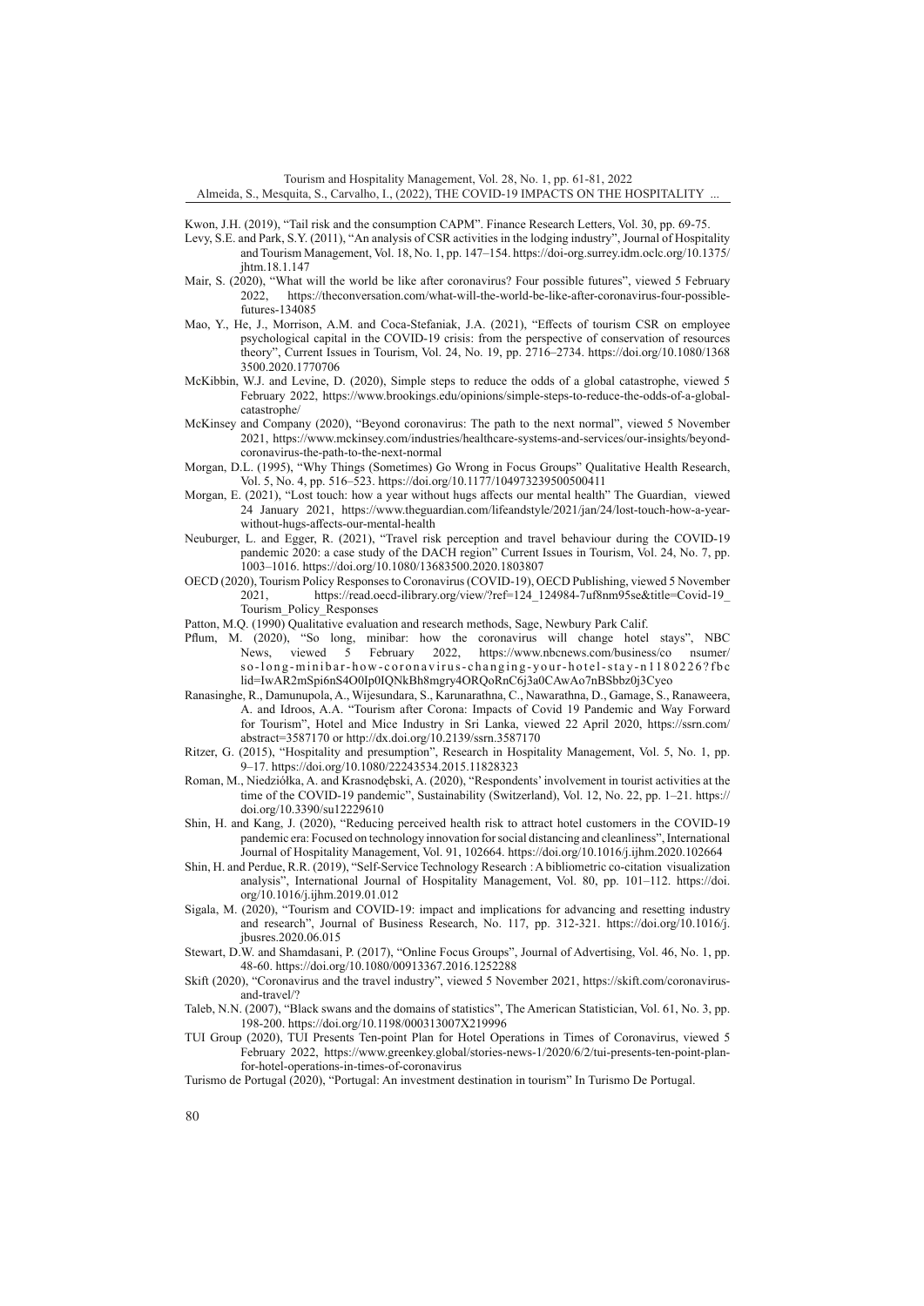Kwon, J.H. (2019), "Tail risk and the consumption CAPM". Finance Research Letters, Vol. 30, pp. 69-75.

Levy, S.E. and Park, S.Y. (2011), "An analysis of CSR activities in the lodging industry", Journal of Hospitality and Tourism Management, Vol. 18, No. 1, pp. 147–154. https://doi-org.surrey.idm.oclc.org/10.1375/jhtm.18.1.147

Mair, S. (2020), "What will the world be like after coronavirus? Four possible futures", viewed 5 February 2022, https://theconversation.com/what-will-the-world-be-like-after-coronavirus-four-possible-futures-134085

Mao, Y., He, J., Morrison, A.M. and Coca-Stefaniak, J.A. (2021), "Effects of tourism CSR on employee psychological capital in the COVID-19 crisis: from the perspective of conservation of resources theory", Current Issues in Tourism, Vol. 24, No. 19, pp. 2716–2734. https://doi.org/10.1080/13683500.2020.1770706

McKibbin, W.J. and Levine, D. (2020), Simple steps to reduce the odds of a global catastrophe, viewed 5 February 2022, https://www.brookings.edu/opinions/simple-steps-to-reduce-the-odds-of-a-global-catastrophe/

McKinsey and Company (2020), "Beyond coronavirus: The path to the next normal", viewed 5 November 2021, https://www.mckinsey.com/industries/healthcare-systems-and-services/our-insights/beyond-coronavirus-the-path-to-the-next-normal

Morgan, D.L. (1995), "Why Things (Sometimes) Go Wrong in Focus Groups" Qualitative Health Research, Vol. 5, No. 4, pp. 516–523. https://doi.org/10.1177/104973239500500411

Morgan, E. (2021), "Lost touch: how a year without hugs affects our mental health" The Guardian, viewed 24 January 2021, https://www.theguardian.com/lifeandstyle/2021/jan/24/lost-touch-how-a-year-without-hugs-affects-our-mental-health

Neuburger, L. and Egger, R. (2021), "Travel risk perception and travel behaviour during the COVID-19 pandemic 2020: a case study of the DACH region" Current Issues in Tourism, Vol. 24, No. 7, pp. 1003–1016. https://doi.org/10.1080/13683500.2020.1803807

OECD (2020), Tourism Policy Responses to Coronavirus (COVID-19), OECD Publishing, viewed 5 November 2021, https://read.oecd-ilibrary.org/view/?ref=124_124984-7uf8nm95se&title=Covid-19_Tourism_Policy_Responses

Patton, M.Q. (1990) Qualitative evaluation and research methods, Sage, Newbury Park Calif.

Pflum, M. (2020), "So long, minibar: how the coronavirus will change hotel stays", NBC News, viewed 5 February 2022, https://www.nbcnews.com/business/co nsumer/so-long-minibar-how-coronavirus-changing-your-hotel-stay-n1180226?fbclid=IwAR2mSpi6nS4O0Ip0IQNkBh8mgry4ORQoRnC6j3a0CAwAo7nBSbbz0j3Cyeo

Ranasinghe, R., Damunupola, A., Wijesundara, S., Karunarathna, C., Nawarathna, D., Gamage, S., Ranaweera, A. and Idroos, A.A. "Tourism after Corona: Impacts of Covid 19 Pandemic and Way Forward for Tourism", Hotel and Mice Industry in Sri Lanka, viewed 22 April 2020, https://ssrn.com/abstract=3587170 or http://dx.doi.org/10.2139/ssrn.3587170

Ritzer, G. (2015), "Hospitality and presumption", Research in Hospitality Management, Vol. 5, No. 1, pp. 9–17. https://doi.org/10.1080/22243534.2015.11828323

Roman, M., Niedziółka, A. and Krasnodębski, A. (2020), "Respondents' involvement in tourist activities at the time of the COVID-19 pandemic", Sustainability (Switzerland), Vol. 12, No. 22, pp. 1–21. https://doi.org/10.3390/su12229610

Shin, H. and Kang, J. (2020), "Reducing perceived health risk to attract hotel customers in the COVID-19 pandemic era: Focused on technology innovation for social distancing and cleanliness", International Journal of Hospitality Management, Vol. 91, 102664. https://doi.org/10.1016/j.ijhm.2020.102664

Shin, H. and Perdue, R.R. (2019), "Self-Service Technology Research : A bibliometric co-citation visualization analysis", International Journal of Hospitality Management, Vol. 80, pp. 101–112. https://doi.org/10.1016/j.ijhm.2019.01.012

Sigala, M. (2020), "Tourism and COVID-19: impact and implications for advancing and resetting industry and research", Journal of Business Research, No. 117, pp. 312-321. https://doi.org/10.1016/j.jbusres.2020.06.015

Stewart, D.W. and Shamdasani, P. (2017), "Online Focus Groups", Journal of Advertising, Vol. 46, No. 1, pp. 48-60. https://doi.org/10.1080/00913367.2016.1252288

Skift (2020), "Coronavirus and the travel industry", viewed 5 November 2021, https://skift.com/coronavirus-and-travel/?

Taleb, N.N. (2007), "Black swans and the domains of statistics", The American Statistician, Vol. 61, No. 3, pp. 198-200. https://doi.org/10.1198/000313007X219996

TUI Group (2020), TUI Presents Ten-point Plan for Hotel Operations in Times of Coronavirus, viewed 5 February 2022, https://www.greenkey.global/stories-news-1/2020/6/2/tui-presents-ten-point-plan-for-hotel-operations-in-times-of-coronavirus

Turismo de Portugal (2020), "Portugal: An investment destination in tourism" In Turismo De Portugal.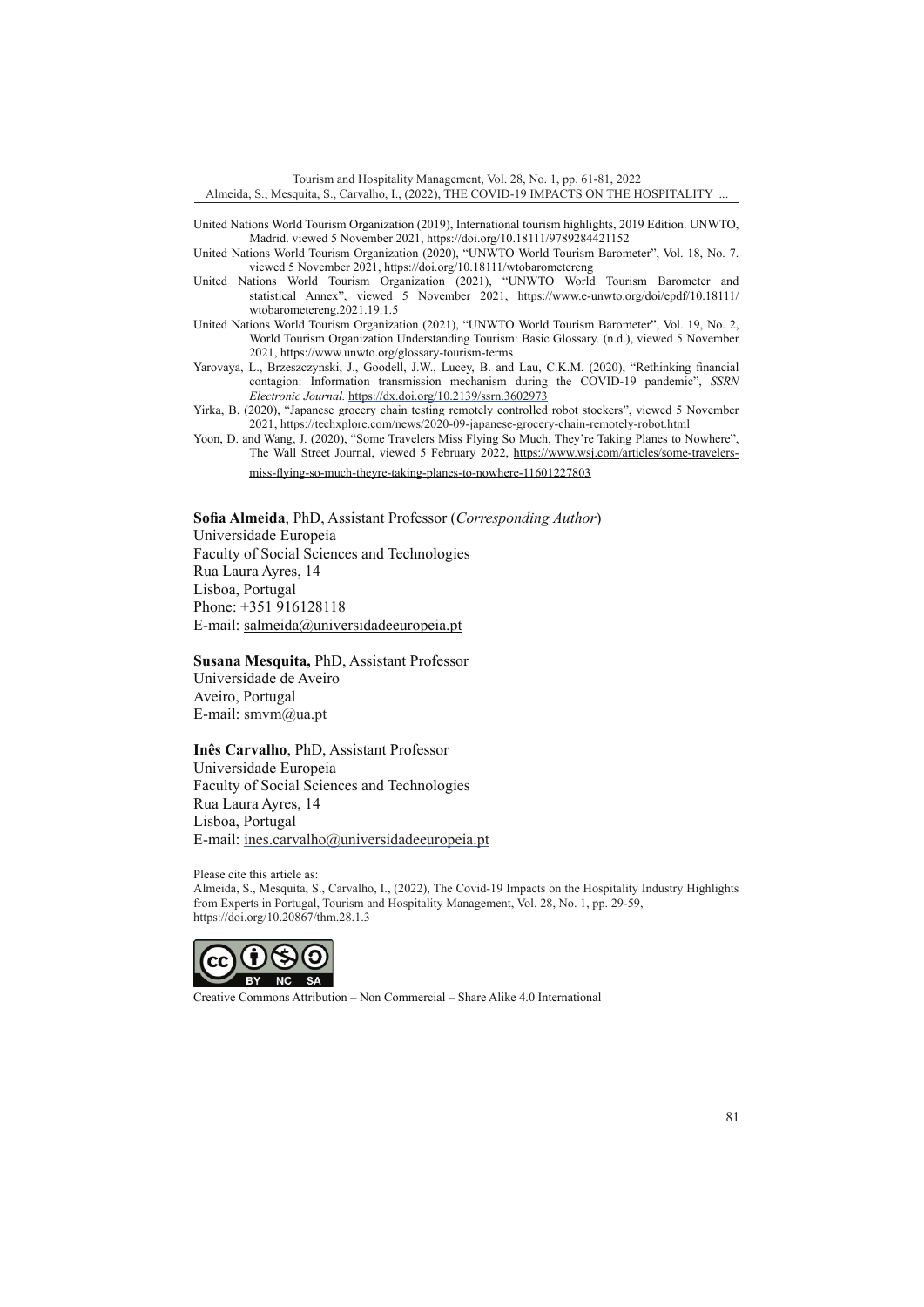United Nations World Tourism Organization (2019), International tourism highlights, 2019 Edition. UNWTO, Madrid. viewed 5 November 2021, https://doi.org/10.18111/9789284421152

United Nations World Tourism Organization (2020), "UNWTO World Tourism Barometer", Vol. 18, No. 7. viewed 5 November 2021, https://doi.org/10.18111/wtobarometereng

United Nations World Tourism Organization (2021), "UNWTO World Tourism Barometer and statistical Annex", viewed 5 November 2021, https://www.e-unwto.org/doi/epdf/10.18111/wtobarometereng.2021.19.1.5

United Nations World Tourism Organization (2021), "UNWTO World Tourism Barometer", Vol. 19, No. 2, World Tourism Organization Understanding Tourism: Basic Glossary. (n.d.), viewed 5 November 2021, https://www.unwto.org/glossary-tourism-terms

Yarovaya, L., Brzeszczynski, J., Goodell, J.W., Lucey, B. and Lau, C.K.M. (2020), "Rethinking financial contagion: Information transmission mechanism during the COVID-19 pandemic", *SSRN Electronic Journal.* https://dx.doi.org/10.2139/ssrn.3602973

Yirka, B. (2020), "Japanese grocery chain testing remotely controlled robot stockers", viewed 5 November 2021, https://techxplore.com/news/2020-09-japanese-grocery-chain-remotely-robot.html

Yoon, D. and Wang, J. (2020), "Some Travelers Miss Flying So Much, They're Taking Planes to Nowhere", The Wall Street Journal, viewed 5 February 2022, https://www.wsj.com/articles/some-travelers-miss-flying-so-much-theyre-taking-planes-to-nowhere-11601227803

**Sofia Almeida**, PhD, Assistant Professor (*Corresponding Author*)
Universidade Europeia
Faculty of Social Sciences and Technologies
Rua Laura Ayres, 14
Lisboa, Portugal
Phone: +351 916128118
E-mail: salmeida@universidadeeuropeia.pt

**Susana Mesquita,** PhD, Assistant Professor
Universidade de Aveiro
Aveiro, Portugal
E-mail: smvm@ua.pt

**Inês Carvalho**, PhD, Assistant Professor
Universidade Europeia
Faculty of Social Sciences and Technologies
Rua Laura Ayres, 14
Lisboa, Portugal
E-mail: ines.carvalho@universidadeeuropeia.pt

Please cite this article as:
Almeida, S., Mesquita, S., Carvalho, I., (2022), The Covid-19 Impacts on the Hospitality Industry Highlights from Experts in Portugal, Tourism and Hospitality Management, Vol. 28, No. 1, pp. 29-59, https://doi.org/10.20867/thm.28.1.3

Creative Commons Attribution – Non Commercial – Share Alike 4.0 International